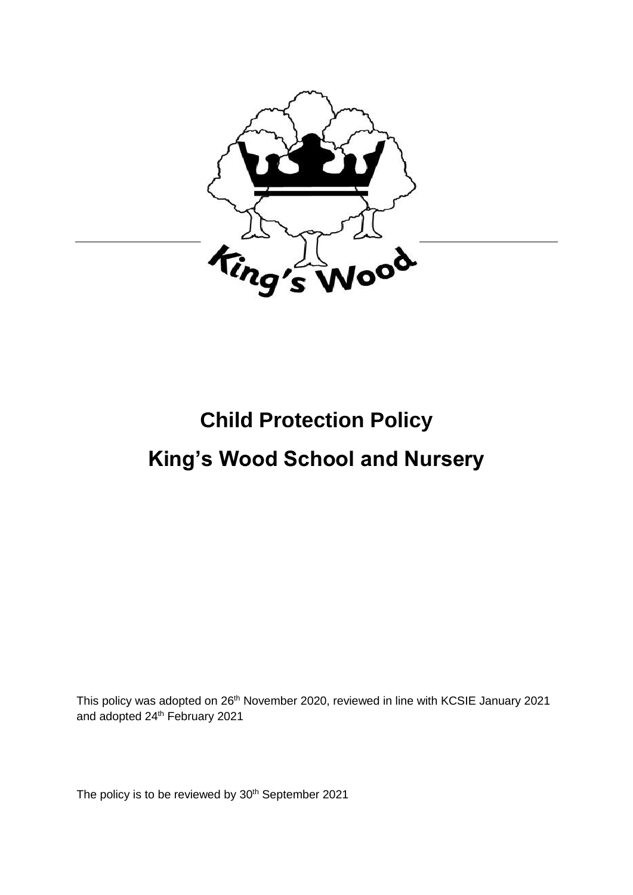# Child Protection Policy

# King's Wood School and Nursery

This policy was adopted on 26th November 2020, reviewed in line with KCSIE January 2021 and adopted 24th February 2021

The policy is to be reviewed by 30th September 2021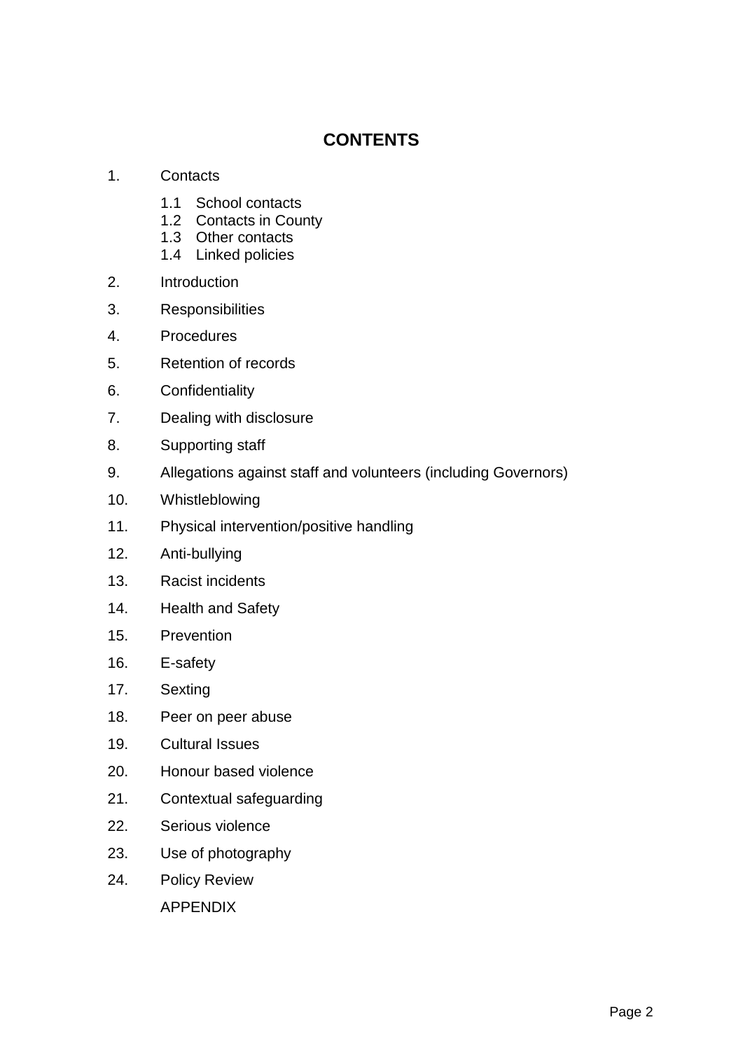# CONTENTS

1. Contacts
   - 1.1 School contacts
   - 1.2 Contacts in County
   - 1.3 Other contacts
   - 1.4 Linked policies
2. Introduction
3. Responsibilities
4. Procedures
5. Retention of records
6. Confidentiality
7. Dealing with disclosure
8. Supporting staff
9. Allegations against staff and volunteers (including Governors)
10. Whistleblowing
11. Physical intervention/positive handling
12. Anti-bullying
13. Racist incidents
14. Health and Safety
15. Prevention
16. E-safety
17. Sexting
18. Peer on peer abuse
19. Cultural Issues
20. Honour based violence
21. Contextual safeguarding
22. Serious violence
23. Use of photography
24. Policy Review

APPENDIX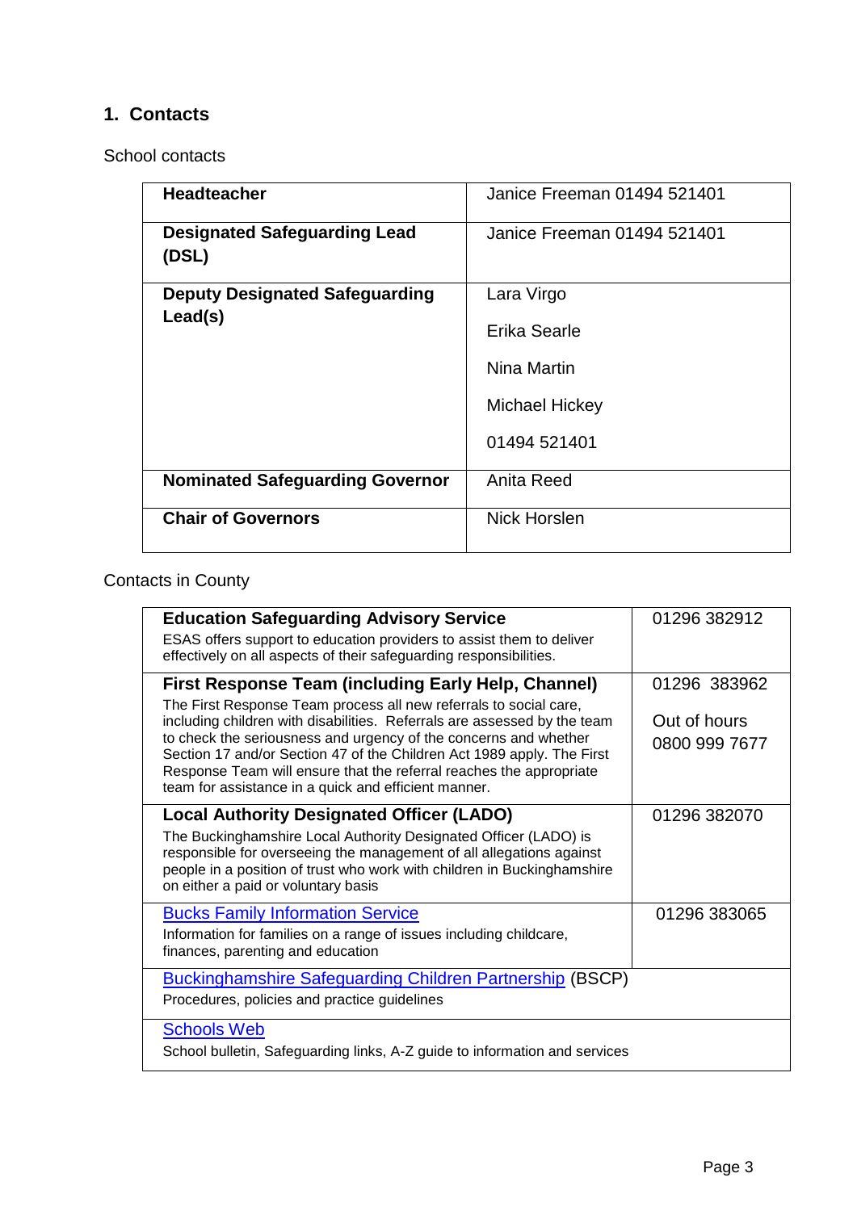## 1. Contacts

School contacts

| | |
|---|---|
| **Headteacher** | Janice Freeman 01494 521401 |
| **Designated Safeguarding Lead (DSL)** | Janice Freeman 01494 521401 |
| **Deputy Designated Safeguarding Lead(s)** | Lara Virgo<br>Erika Searle<br>Nina Martin<br>Michael Hickey<br>01494 521401 |
| **Nominated Safeguarding Governor** | Anita Reed |
| **Chair of Governors** | Nick Horslen |

Contacts in County

| | |
|---|---|
| **Education Safeguarding Advisory Service**<br>ESAS offers support to education providers to assist them to deliver effectively on all aspects of their safeguarding responsibilities. | 01296 382912 |
| **First Response Team (including Early Help, Channel)**<br>The First Response Team process all new referrals to social care, including children with disabilities. Referrals are assessed by the team to check the seriousness and urgency of the concerns and whether Section 17 and/or Section 47 of the Children Act 1989 apply. The First Response Team will ensure that the referral reaches the appropriate team for assistance in a quick and efficient manner. | 01296 383962<br>Out of hours<br>0800 999 7677 |
| **Local Authority Designated Officer (LADO)**<br>The Buckinghamshire Local Authority Designated Officer (LADO) is responsible for overseeing the management of all allegations against people in a position of trust who work with children in Buckinghamshire on either a paid or voluntary basis | 01296 382070 |
| Bucks Family Information Service<br>Information for families on a range of issues including childcare, finances, parenting and education | 01296 383065 |
| Buckinghamshire Safeguarding Children Partnership (BSCP)<br>Procedures, policies and practice guidelines | |
| Schools Web<br>School bulletin, Safeguarding links, A-Z guide to information and services | |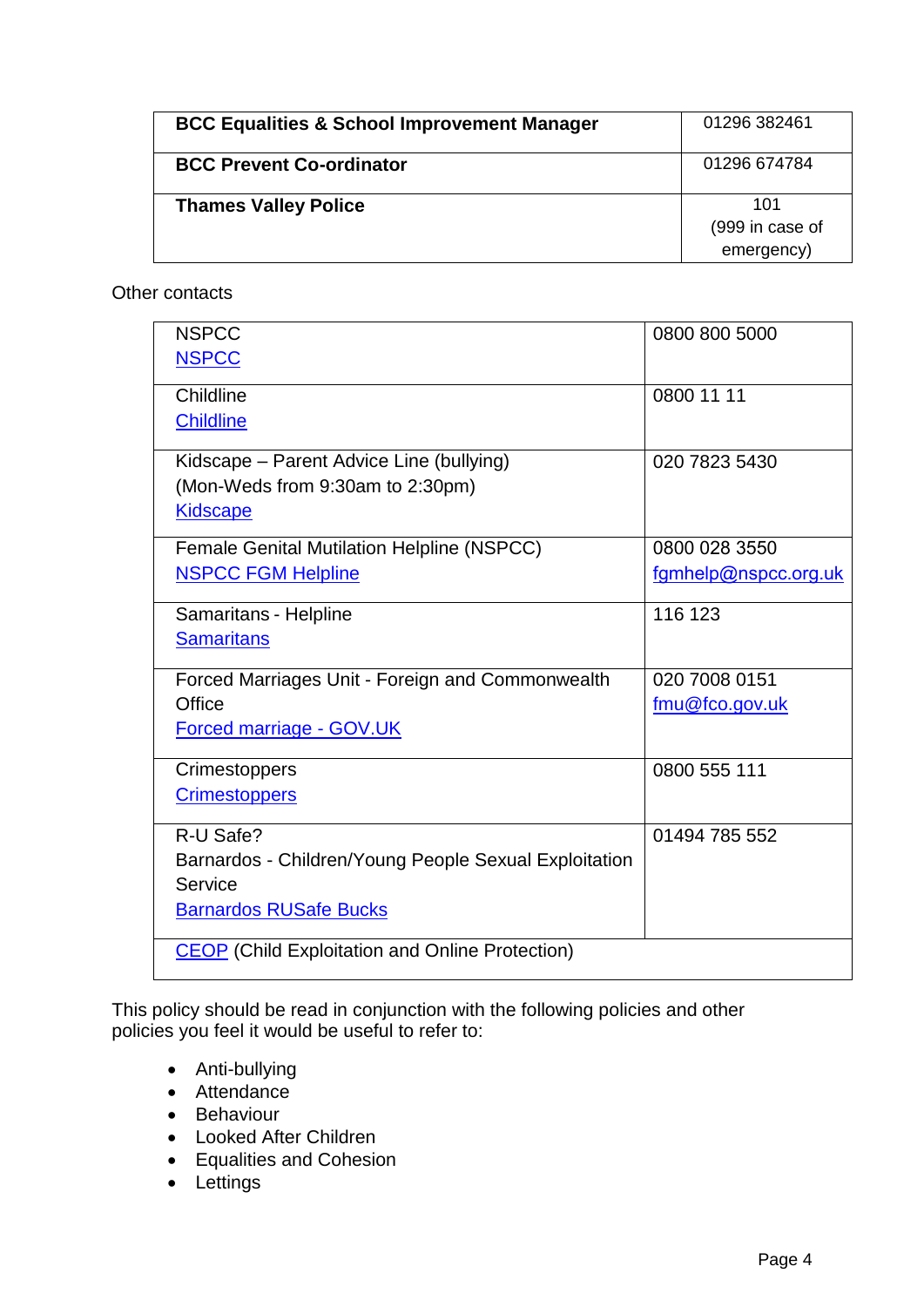| | |
|---|---|
| **BCC Equalities & School Improvement Manager** | 01296 382461 |
| **BCC Prevent Co-ordinator** | 01296 674784 |
| **Thames Valley Police** | 101<br>(999 in case of emergency) |

Other contacts

| | |
|---|---|
| NSPCC<br>NSPCC | 0800 800 5000 |
| Childline<br>Childline | 0800 11 11 |
| Kidscape – Parent Advice Line (bullying)<br>(Mon-Weds from 9:30am to 2:30pm)<br>Kidscape | 020 7823 5430 |
| Female Genital Mutilation Helpline (NSPCC)<br>NSPCC FGM Helpline | 0800 028 3550<br>fgmhelp@nspcc.org.uk |
| Samaritans - Helpline<br>Samaritans | 116 123 |
| Forced Marriages Unit - Foreign and Commonwealth Office<br>Forced marriage - GOV.UK | 020 7008 0151<br>fmu@fco.gov.uk |
| Crimestoppers<br>Crimestoppers | 0800 555 111 |
| R-U Safe?<br>Barnardos - Children/Young People Sexual Exploitation Service<br>Barnardos RUSafe Bucks | 01494 785 552 |
| CEOP (Child Exploitation and Online Protection) | |

This policy should be read in conjunction with the following policies and other policies you feel it would be useful to refer to:

- Anti-bullying
- Attendance
- Behaviour
- Looked After Children
- Equalities and Cohesion
- Lettings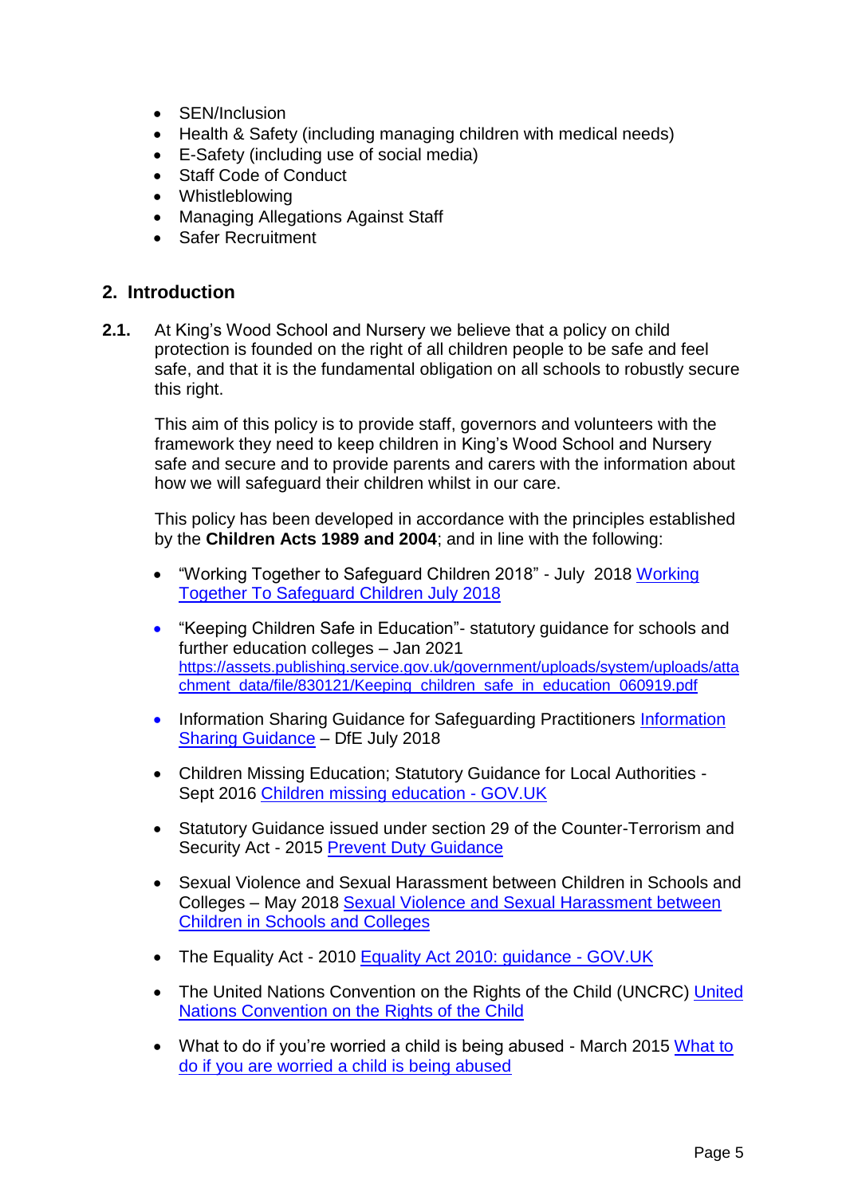- SEN/Inclusion
- Health & Safety (including managing children with medical needs)
- E-Safety (including use of social media)
- Staff Code of Conduct
- Whistleblowing
- Managing Allegations Against Staff
- Safer Recruitment

## 2. Introduction

**2.1.** At King's Wood School and Nursery we believe that a policy on child protection is founded on the right of all children people to be safe and feel safe, and that it is the fundamental obligation on all schools to robustly secure this right.

This aim of this policy is to provide staff, governors and volunteers with the framework they need to keep children in King's Wood School and Nursery safe and secure and to provide parents and carers with the information about how we will safeguard their children whilst in our care.

This policy has been developed in accordance with the principles established by the **Children Acts 1989 and 2004**; and in line with the following:

- "Working Together to Safeguard Children 2018" - July 2018 Working Together To Safeguard Children July 2018
- "Keeping Children Safe in Education"- statutory guidance for schools and further education colleges – Jan 2021 https://assets.publishing.service.gov.uk/government/uploads/system/uploads/attachment_data/file/830121/Keeping_children_safe_in_education_060919.pdf
- Information Sharing Guidance for Safeguarding Practitioners Information Sharing Guidance – DfE July 2018
- Children Missing Education; Statutory Guidance for Local Authorities - Sept 2016 Children missing education - GOV.UK
- Statutory Guidance issued under section 29 of the Counter-Terrorism and Security Act - 2015 Prevent Duty Guidance
- Sexual Violence and Sexual Harassment between Children in Schools and Colleges – May 2018 Sexual Violence and Sexual Harassment between Children in Schools and Colleges
- The Equality Act - 2010 Equality Act 2010: guidance - GOV.UK
- The United Nations Convention on the Rights of the Child (UNCRC) United Nations Convention on the Rights of the Child
- What to do if you're worried a child is being abused - March 2015 What to do if you are worried a child is being abused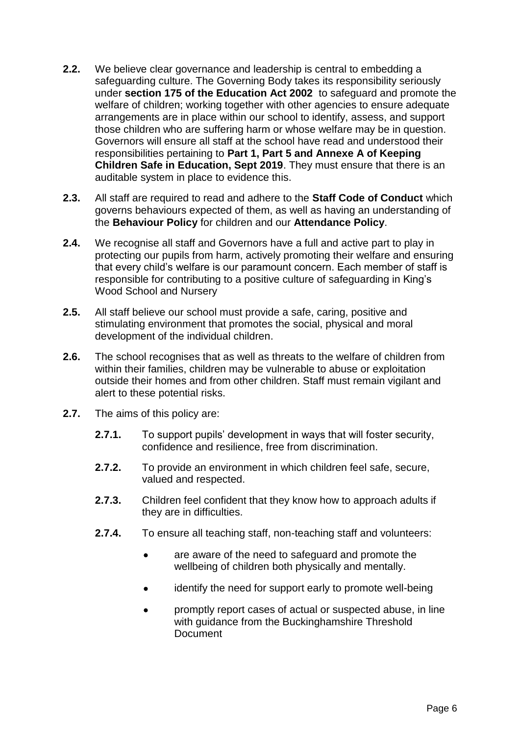**2.2.** We believe clear governance and leadership is central to embedding a safeguarding culture. The Governing Body takes its responsibility seriously under **section 175 of the Education Act 2002** to safeguard and promote the welfare of children; working together with other agencies to ensure adequate arrangements are in place within our school to identify, assess, and support those children who are suffering harm or whose welfare may be in question. Governors will ensure all staff at the school have read and understood their responsibilities pertaining to **Part 1, Part 5 and Annexe A of Keeping Children Safe in Education, Sept 2019**. They must ensure that there is an auditable system in place to evidence this.

**2.3.** All staff are required to read and adhere to the **Staff Code of Conduct** which governs behaviours expected of them, as well as having an understanding of the **Behaviour Policy** for children and our **Attendance Policy**.

**2.4.** We recognise all staff and Governors have a full and active part to play in protecting our pupils from harm, actively promoting their welfare and ensuring that every child's welfare is our paramount concern. Each member of staff is responsible for contributing to a positive culture of safeguarding in King's Wood School and Nursery

**2.5.** All staff believe our school must provide a safe, caring, positive and stimulating environment that promotes the social, physical and moral development of the individual children.

**2.6.** The school recognises that as well as threats to the welfare of children from within their families, children may be vulnerable to abuse or exploitation outside their homes and from other children. Staff must remain vigilant and alert to these potential risks.

**2.7.** The aims of this policy are:

**2.7.1.** To support pupils' development in ways that will foster security, confidence and resilience, free from discrimination.

**2.7.2.** To provide an environment in which children feel safe, secure, valued and respected.

**2.7.3.** Children feel confident that they know how to approach adults if they are in difficulties.

**2.7.4.** To ensure all teaching staff, non-teaching staff and volunteers:

- are aware of the need to safeguard and promote the wellbeing of children both physically and mentally.
- identify the need for support early to promote well-being
- promptly report cases of actual or suspected abuse, in line with guidance from the Buckinghamshire Threshold Document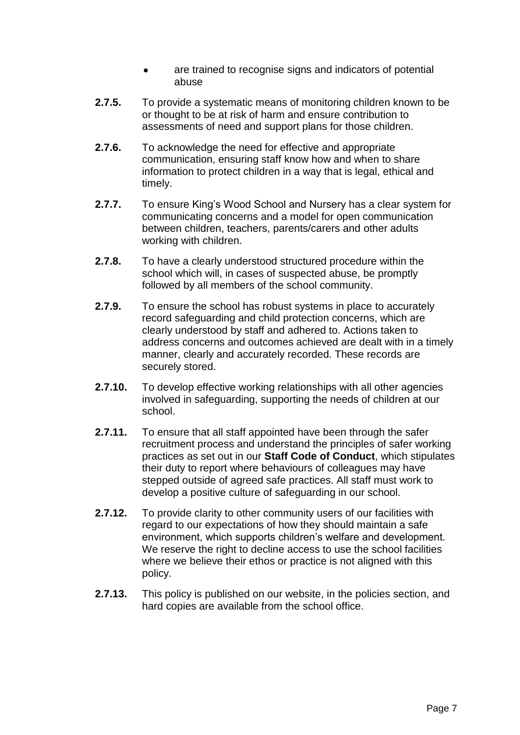- are trained to recognise signs and indicators of potential abuse

**2.7.5.** To provide a systematic means of monitoring children known to be or thought to be at risk of harm and ensure contribution to assessments of need and support plans for those children.

**2.7.6.** To acknowledge the need for effective and appropriate communication, ensuring staff know how and when to share information to protect children in a way that is legal, ethical and timely.

**2.7.7.** To ensure King's Wood School and Nursery has a clear system for communicating concerns and a model for open communication between children, teachers, parents/carers and other adults working with children.

**2.7.8.** To have a clearly understood structured procedure within the school which will, in cases of suspected abuse, be promptly followed by all members of the school community.

**2.7.9.** To ensure the school has robust systems in place to accurately record safeguarding and child protection concerns, which are clearly understood by staff and adhered to. Actions taken to address concerns and outcomes achieved are dealt with in a timely manner, clearly and accurately recorded. These records are securely stored.

**2.7.10.** To develop effective working relationships with all other agencies involved in safeguarding, supporting the needs of children at our school.

**2.7.11.** To ensure that all staff appointed have been through the safer recruitment process and understand the principles of safer working practices as set out in our **Staff Code of Conduct**, which stipulates their duty to report where behaviours of colleagues may have stepped outside of agreed safe practices. All staff must work to develop a positive culture of safeguarding in our school.

**2.7.12.** To provide clarity to other community users of our facilities with regard to our expectations of how they should maintain a safe environment, which supports children's welfare and development. We reserve the right to decline access to use the school facilities where we believe their ethos or practice is not aligned with this policy.

**2.7.13.** This policy is published on our website, in the policies section, and hard copies are available from the school office.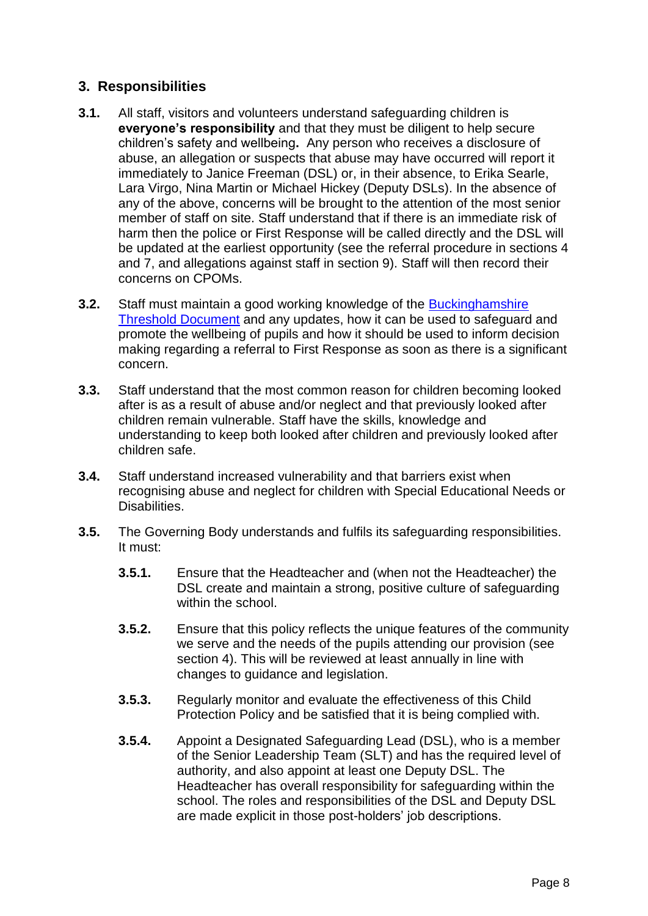## 3. Responsibilities

**3.1.** All staff, visitors and volunteers understand safeguarding children is **everyone's responsibility** and that they must be diligent to help secure children's safety and wellbeing**.** Any person who receives a disclosure of abuse, an allegation or suspects that abuse may have occurred will report it immediately to Janice Freeman (DSL) or, in their absence, to Erika Searle, Lara Virgo, Nina Martin or Michael Hickey (Deputy DSLs). In the absence of any of the above, concerns will be brought to the attention of the most senior member of staff on site. Staff understand that if there is an immediate risk of harm then the police or First Response will be called directly and the DSL will be updated at the earliest opportunity (see the referral procedure in sections 4 and 7, and allegations against staff in section 9). Staff will then record their concerns on CPOMs.

**3.2.** Staff must maintain a good working knowledge of the Buckinghamshire Threshold Document and any updates, how it can be used to safeguard and promote the wellbeing of pupils and how it should be used to inform decision making regarding a referral to First Response as soon as there is a significant concern.

**3.3.** Staff understand that the most common reason for children becoming looked after is as a result of abuse and/or neglect and that previously looked after children remain vulnerable. Staff have the skills, knowledge and understanding to keep both looked after children and previously looked after children safe.

**3.4.** Staff understand increased vulnerability and that barriers exist when recognising abuse and neglect for children with Special Educational Needs or Disabilities.

**3.5.** The Governing Body understands and fulfils its safeguarding responsibilities. It must:

- **3.5.1.** Ensure that the Headteacher and (when not the Headteacher) the DSL create and maintain a strong, positive culture of safeguarding within the school.
- **3.5.2.** Ensure that this policy reflects the unique features of the community we serve and the needs of the pupils attending our provision (see section 4). This will be reviewed at least annually in line with changes to guidance and legislation.
- **3.5.3.** Regularly monitor and evaluate the effectiveness of this Child Protection Policy and be satisfied that it is being complied with.
- **3.5.4.** Appoint a Designated Safeguarding Lead (DSL), who is a member of the Senior Leadership Team (SLT) and has the required level of authority, and also appoint at least one Deputy DSL. The Headteacher has overall responsibility for safeguarding within the school. The roles and responsibilities of the DSL and Deputy DSL are made explicit in those post-holders' job descriptions.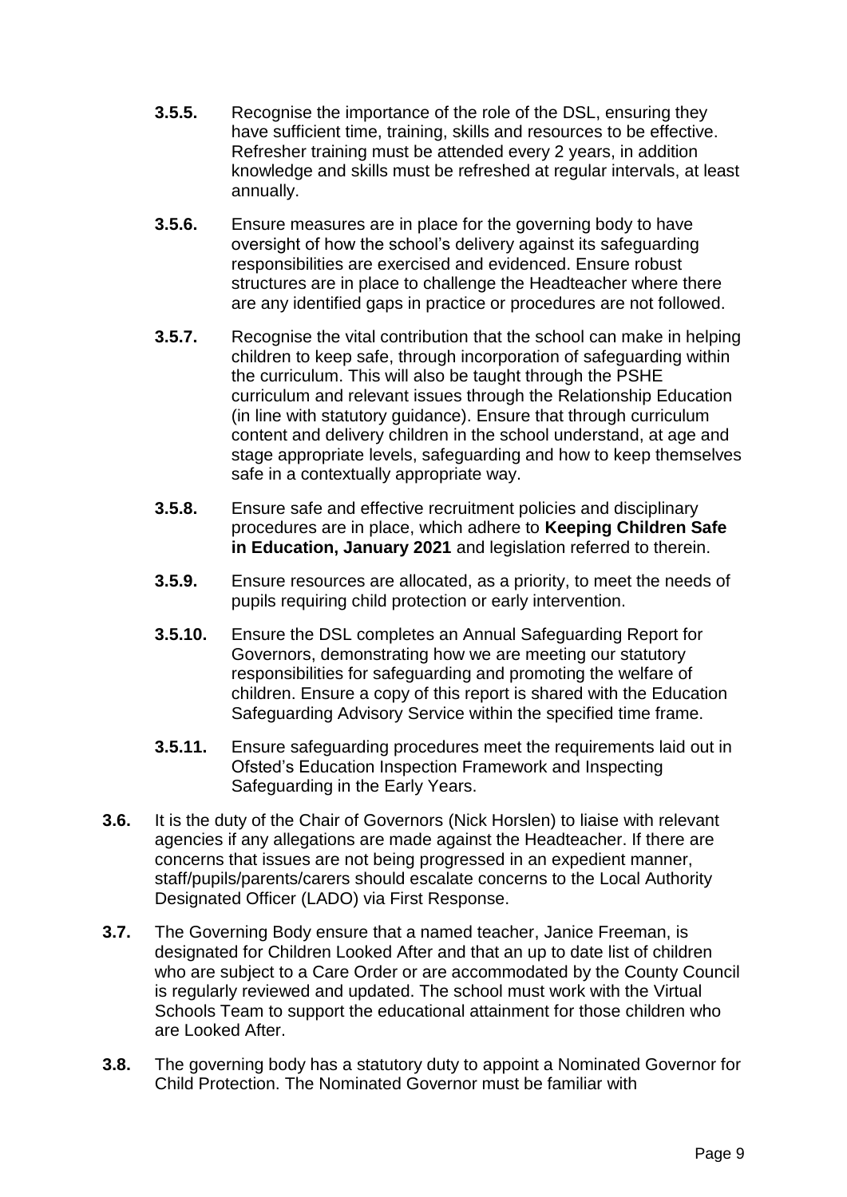**3.5.5.** Recognise the importance of the role of the DSL, ensuring they have sufficient time, training, skills and resources to be effective. Refresher training must be attended every 2 years, in addition knowledge and skills must be refreshed at regular intervals, at least annually.

**3.5.6.** Ensure measures are in place for the governing body to have oversight of how the school's delivery against its safeguarding responsibilities are exercised and evidenced. Ensure robust structures are in place to challenge the Headteacher where there are any identified gaps in practice or procedures are not followed.

**3.5.7.** Recognise the vital contribution that the school can make in helping children to keep safe, through incorporation of safeguarding within the curriculum. This will also be taught through the PSHE curriculum and relevant issues through the Relationship Education (in line with statutory guidance). Ensure that through curriculum content and delivery children in the school understand, at age and stage appropriate levels, safeguarding and how to keep themselves safe in a contextually appropriate way.

**3.5.8.** Ensure safe and effective recruitment policies and disciplinary procedures are in place, which adhere to **Keeping Children Safe in Education, January 2021** and legislation referred to therein.

**3.5.9.** Ensure resources are allocated, as a priority, to meet the needs of pupils requiring child protection or early intervention.

**3.5.10.** Ensure the DSL completes an Annual Safeguarding Report for Governors, demonstrating how we are meeting our statutory responsibilities for safeguarding and promoting the welfare of children. Ensure a copy of this report is shared with the Education Safeguarding Advisory Service within the specified time frame.

**3.5.11.** Ensure safeguarding procedures meet the requirements laid out in Ofsted's Education Inspection Framework and Inspecting Safeguarding in the Early Years.

**3.6.** It is the duty of the Chair of Governors (Nick Horslen) to liaise with relevant agencies if any allegations are made against the Headteacher. If there are concerns that issues are not being progressed in an expedient manner, staff/pupils/parents/carers should escalate concerns to the Local Authority Designated Officer (LADO) via First Response.

**3.7.** The Governing Body ensure that a named teacher, Janice Freeman, is designated for Children Looked After and that an up to date list of children who are subject to a Care Order or are accommodated by the County Council is regularly reviewed and updated. The school must work with the Virtual Schools Team to support the educational attainment for those children who are Looked After.

**3.8.** The governing body has a statutory duty to appoint a Nominated Governor for Child Protection. The Nominated Governor must be familiar with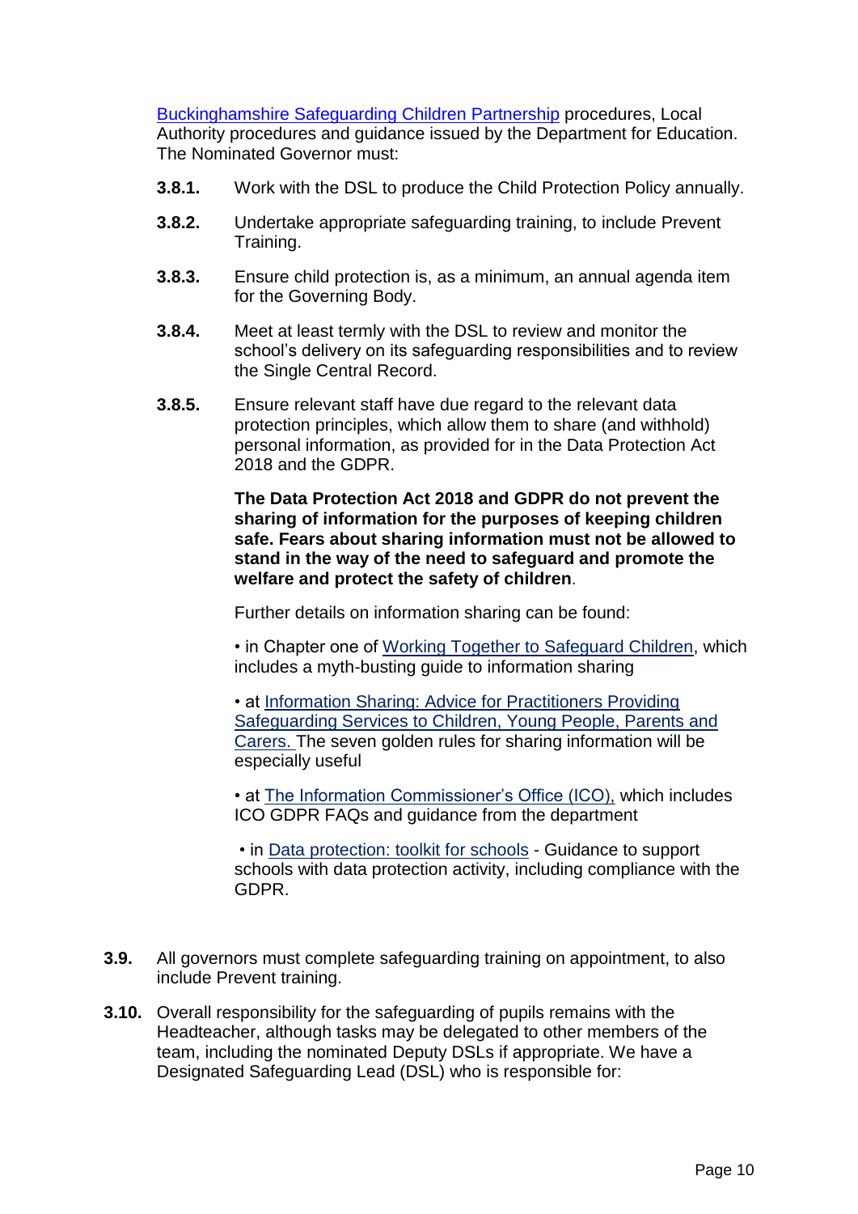Buckinghamshire Safeguarding Children Partnership procedures, Local Authority procedures and guidance issued by the Department for Education. The Nominated Governor must:

**3.8.1.** Work with the DSL to produce the Child Protection Policy annually.

**3.8.2.** Undertake appropriate safeguarding training, to include Prevent Training.

**3.8.3.** Ensure child protection is, as a minimum, an annual agenda item for the Governing Body.

**3.8.4.** Meet at least termly with the DSL to review and monitor the school's delivery on its safeguarding responsibilities and to review the Single Central Record.

**3.8.5.** Ensure relevant staff have due regard to the relevant data protection principles, which allow them to share (and withhold) personal information, as provided for in the Data Protection Act 2018 and the GDPR.

**The Data Protection Act 2018 and GDPR do not prevent the sharing of information for the purposes of keeping children safe. Fears about sharing information must not be allowed to stand in the way of the need to safeguard and promote the welfare and protect the safety of children**.

Further details on information sharing can be found:

• in Chapter one of Working Together to Safeguard Children, which includes a myth-busting guide to information sharing

• at Information Sharing: Advice for Practitioners Providing Safeguarding Services to Children, Young People, Parents and Carers. The seven golden rules for sharing information will be especially useful

• at The Information Commissioner's Office (ICO), which includes ICO GDPR FAQs and guidance from the department

• in Data protection: toolkit for schools - Guidance to support schools with data protection activity, including compliance with the GDPR.

**3.9.** All governors must complete safeguarding training on appointment, to also include Prevent training.

**3.10.** Overall responsibility for the safeguarding of pupils remains with the Headteacher, although tasks may be delegated to other members of the team, including the nominated Deputy DSLs if appropriate. We have a Designated Safeguarding Lead (DSL) who is responsible for: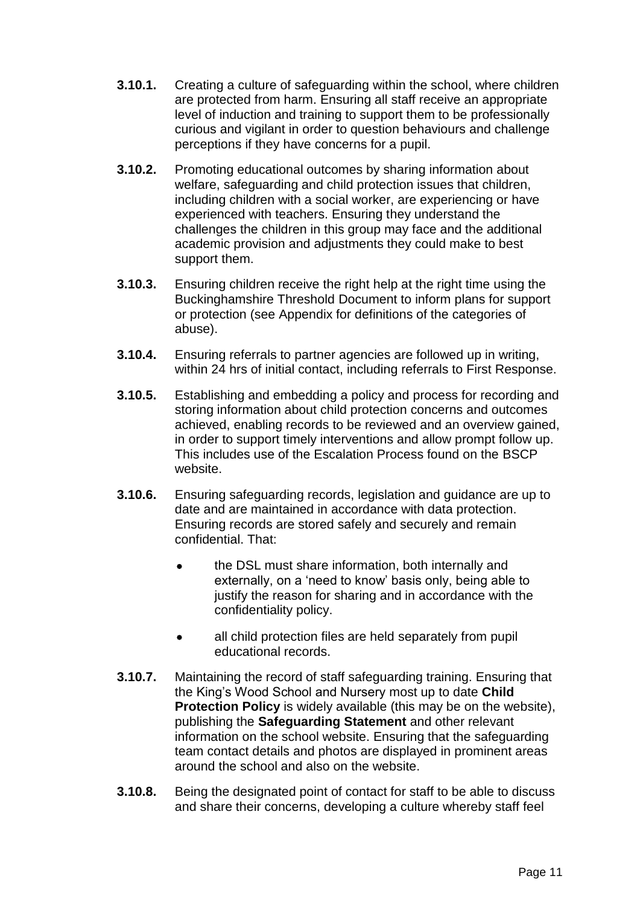**3.10.1.** Creating a culture of safeguarding within the school, where children are protected from harm. Ensuring all staff receive an appropriate level of induction and training to support them to be professionally curious and vigilant in order to question behaviours and challenge perceptions if they have concerns for a pupil.

**3.10.2.** Promoting educational outcomes by sharing information about welfare, safeguarding and child protection issues that children, including children with a social worker, are experiencing or have experienced with teachers. Ensuring they understand the challenges the children in this group may face and the additional academic provision and adjustments they could make to best support them.

**3.10.3.** Ensuring children receive the right help at the right time using the Buckinghamshire Threshold Document to inform plans for support or protection (see Appendix for definitions of the categories of abuse).

**3.10.4.** Ensuring referrals to partner agencies are followed up in writing, within 24 hrs of initial contact, including referrals to First Response.

**3.10.5.** Establishing and embedding a policy and process for recording and storing information about child protection concerns and outcomes achieved, enabling records to be reviewed and an overview gained, in order to support timely interventions and allow prompt follow up. This includes use of the Escalation Process found on the BSCP website.

**3.10.6.** Ensuring safeguarding records, legislation and guidance are up to date and are maintained in accordance with data protection. Ensuring records are stored safely and securely and remain confidential. That:

- the DSL must share information, both internally and externally, on a 'need to know' basis only, being able to justify the reason for sharing and in accordance with the confidentiality policy.
- all child protection files are held separately from pupil educational records.

**3.10.7.** Maintaining the record of staff safeguarding training. Ensuring that the King's Wood School and Nursery most up to date **Child Protection Policy** is widely available (this may be on the website), publishing the **Safeguarding Statement** and other relevant information on the school website. Ensuring that the safeguarding team contact details and photos are displayed in prominent areas around the school and also on the website.

**3.10.8.** Being the designated point of contact for staff to be able to discuss and share their concerns, developing a culture whereby staff feel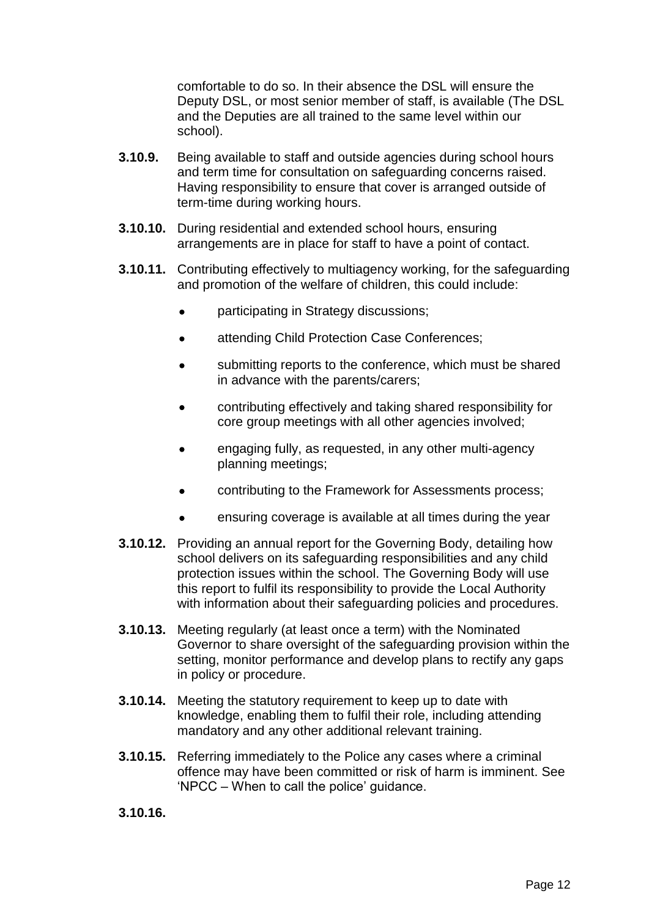comfortable to do so. In their absence the DSL will ensure the Deputy DSL, or most senior member of staff, is available (The DSL and the Deputies are all trained to the same level within our school).

**3.10.9.** Being available to staff and outside agencies during school hours and term time for consultation on safeguarding concerns raised. Having responsibility to ensure that cover is arranged outside of term-time during working hours.

**3.10.10.** During residential and extended school hours, ensuring arrangements are in place for staff to have a point of contact.

**3.10.11.** Contributing effectively to multiagency working, for the safeguarding and promotion of the welfare of children, this could include:

- participating in Strategy discussions;
- attending Child Protection Case Conferences;
- submitting reports to the conference, which must be shared in advance with the parents/carers;
- contributing effectively and taking shared responsibility for core group meetings with all other agencies involved;
- engaging fully, as requested, in any other multi-agency planning meetings;
- contributing to the Framework for Assessments process;
- ensuring coverage is available at all times during the year

**3.10.12.** Providing an annual report for the Governing Body, detailing how school delivers on its safeguarding responsibilities and any child protection issues within the school. The Governing Body will use this report to fulfil its responsibility to provide the Local Authority with information about their safeguarding policies and procedures.

**3.10.13.** Meeting regularly (at least once a term) with the Nominated Governor to share oversight of the safeguarding provision within the setting, monitor performance and develop plans to rectify any gaps in policy or procedure.

**3.10.14.** Meeting the statutory requirement to keep up to date with knowledge, enabling them to fulfil their role, including attending mandatory and any other additional relevant training.

**3.10.15.** Referring immediately to the Police any cases where a criminal offence may have been committed or risk of harm is imminent. See 'NPCC – When to call the police' guidance.

**3.10.16.**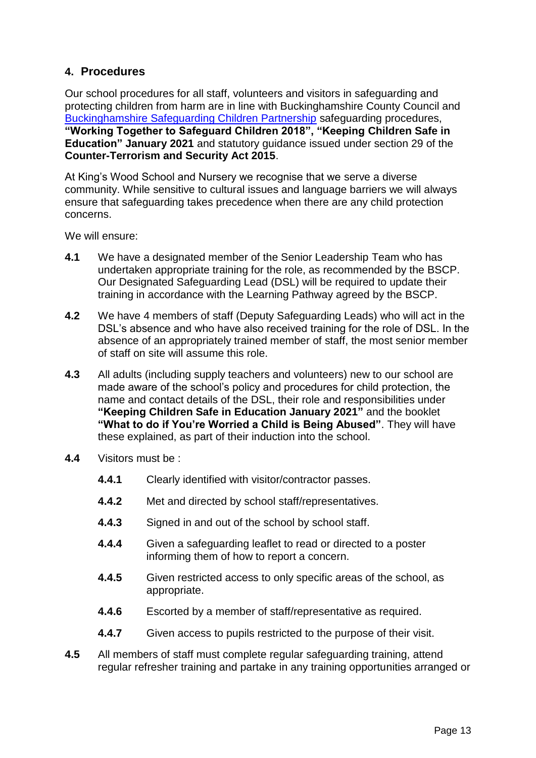## 4. Procedures

Our school procedures for all staff, volunteers and visitors in safeguarding and protecting children from harm are in line with Buckinghamshire County Council and [Buckinghamshire Safeguarding Children Partnership](#) safeguarding procedures, **"Working Together to Safeguard Children 2018", "Keeping Children Safe in Education" January 2021** and statutory guidance issued under section 29 of the **Counter-Terrorism and Security Act 2015**.

At King's Wood School and Nursery we recognise that we serve a diverse community. While sensitive to cultural issues and language barriers we will always ensure that safeguarding takes precedence when there are any child protection concerns.

We will ensure:

**4.1** We have a designated member of the Senior Leadership Team who has undertaken appropriate training for the role, as recommended by the BSCP. Our Designated Safeguarding Lead (DSL) will be required to update their training in accordance with the Learning Pathway agreed by the BSCP.

**4.2** We have 4 members of staff (Deputy Safeguarding Leads) who will act in the DSL's absence and who have also received training for the role of DSL. In the absence of an appropriately trained member of staff, the most senior member of staff on site will assume this role.

**4.3** All adults (including supply teachers and volunteers) new to our school are made aware of the school's policy and procedures for child protection, the name and contact details of the DSL, their role and responsibilities under **"Keeping Children Safe in Education January 2021"** and the booklet **"What to do if You're Worried a Child is Being Abused"**. They will have these explained, as part of their induction into the school.

**4.4** Visitors must be :

- **4.4.1** Clearly identified with visitor/contractor passes.
- **4.4.2** Met and directed by school staff/representatives.
- **4.4.3** Signed in and out of the school by school staff.
- **4.4.4** Given a safeguarding leaflet to read or directed to a poster informing them of how to report a concern.
- **4.4.5** Given restricted access to only specific areas of the school, as appropriate.
- **4.4.6** Escorted by a member of staff/representative as required.
- **4.4.7** Given access to pupils restricted to the purpose of their visit.

**4.5** All members of staff must complete regular safeguarding training, attend regular refresher training and partake in any training opportunities arranged or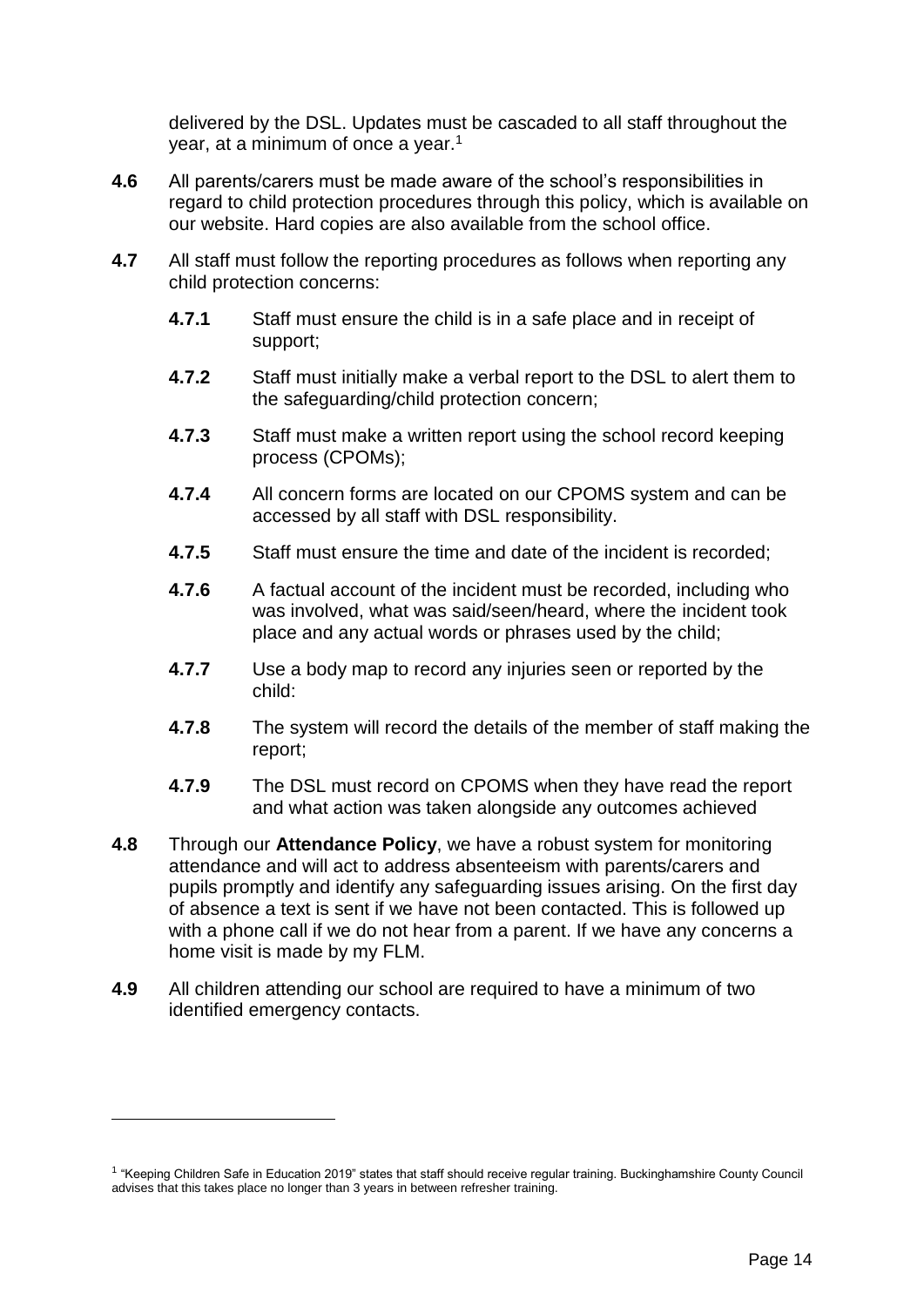delivered by the DSL. Updates must be cascaded to all staff throughout the year, at a minimum of once a year.[1]

**4.6** All parents/carers must be made aware of the school's responsibilities in regard to child protection procedures through this policy, which is available on our website. Hard copies are also available from the school office.

**4.7** All staff must follow the reporting procedures as follows when reporting any child protection concerns:

- **4.7.1** Staff must ensure the child is in a safe place and in receipt of support;
- **4.7.2** Staff must initially make a verbal report to the DSL to alert them to the safeguarding/child protection concern;
- **4.7.3** Staff must make a written report using the school record keeping process (CPOMs);
- **4.7.4** All concern forms are located on our CPOMS system and can be accessed by all staff with DSL responsibility.
- **4.7.5** Staff must ensure the time and date of the incident is recorded;
- **4.7.6** A factual account of the incident must be recorded, including who was involved, what was said/seen/heard, where the incident took place and any actual words or phrases used by the child;
- **4.7.7** Use a body map to record any injuries seen or reported by the child:
- **4.7.8** The system will record the details of the member of staff making the report;
- **4.7.9** The DSL must record on CPOMS when they have read the report and what action was taken alongside any outcomes achieved

**4.8** Through our **Attendance Policy**, we have a robust system for monitoring attendance and will act to address absenteeism with parents/carers and pupils promptly and identify any safeguarding issues arising. On the first day of absence a text is sent if we have not been contacted. This is followed up with a phone call if we do not hear from a parent. If we have any concerns a home visit is made by my FLM.

**4.9** All children attending our school are required to have a minimum of two identified emergency contacts.

---

[1] "Keeping Children Safe in Education 2019" states that staff should receive regular training. Buckinghamshire County Council advises that this takes place no longer than 3 years in between refresher training.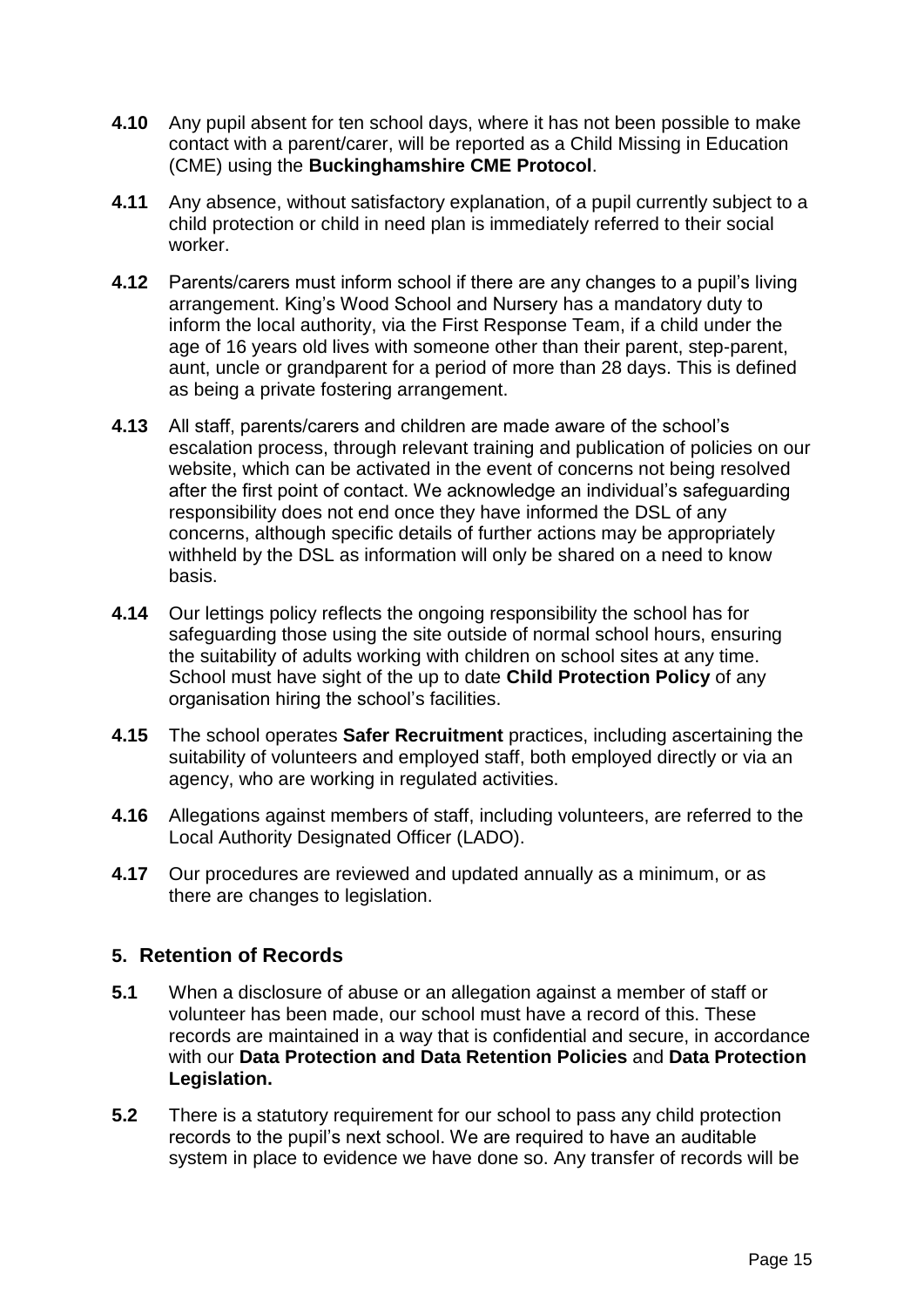**4.10** Any pupil absent for ten school days, where it has not been possible to make contact with a parent/carer, will be reported as a Child Missing in Education (CME) using the **Buckinghamshire CME Protocol**.

**4.11** Any absence, without satisfactory explanation, of a pupil currently subject to a child protection or child in need plan is immediately referred to their social worker.

**4.12** Parents/carers must inform school if there are any changes to a pupil's living arrangement. King's Wood School and Nursery has a mandatory duty to inform the local authority, via the First Response Team, if a child under the age of 16 years old lives with someone other than their parent, step-parent, aunt, uncle or grandparent for a period of more than 28 days. This is defined as being a private fostering arrangement.

**4.13** All staff, parents/carers and children are made aware of the school's escalation process, through relevant training and publication of policies on our website, which can be activated in the event of concerns not being resolved after the first point of contact. We acknowledge an individual's safeguarding responsibility does not end once they have informed the DSL of any concerns, although specific details of further actions may be appropriately withheld by the DSL as information will only be shared on a need to know basis.

**4.14** Our lettings policy reflects the ongoing responsibility the school has for safeguarding those using the site outside of normal school hours, ensuring the suitability of adults working with children on school sites at any time. School must have sight of the up to date **Child Protection Policy** of any organisation hiring the school's facilities.

**4.15** The school operates **Safer Recruitment** practices, including ascertaining the suitability of volunteers and employed staff, both employed directly or via an agency, who are working in regulated activities.

**4.16** Allegations against members of staff, including volunteers, are referred to the Local Authority Designated Officer (LADO).

**4.17** Our procedures are reviewed and updated annually as a minimum, or as there are changes to legislation.

## 5. Retention of Records

**5.1** When a disclosure of abuse or an allegation against a member of staff or volunteer has been made, our school must have a record of this. These records are maintained in a way that is confidential and secure, in accordance with our **Data Protection and Data Retention Policies** and **Data Protection Legislation.**

**5.2** There is a statutory requirement for our school to pass any child protection records to the pupil's next school. We are required to have an auditable system in place to evidence we have done so. Any transfer of records will be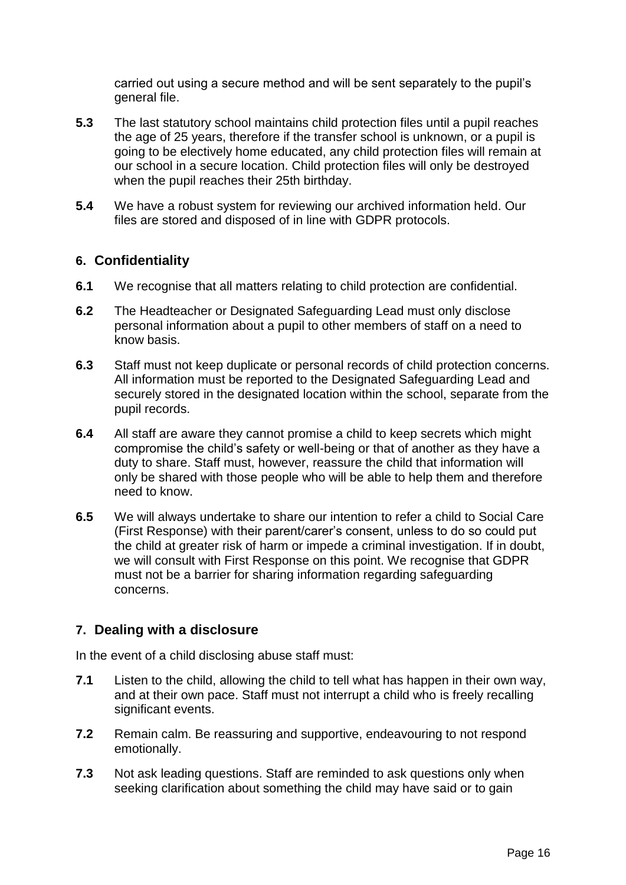carried out using a secure method and will be sent separately to the pupil's general file.

**5.3** The last statutory school maintains child protection files until a pupil reaches the age of 25 years, therefore if the transfer school is unknown, or a pupil is going to be electively home educated, any child protection files will remain at our school in a secure location. Child protection files will only be destroyed when the pupil reaches their 25th birthday.

**5.4** We have a robust system for reviewing our archived information held. Our files are stored and disposed of in line with GDPR protocols.

## 6. Confidentiality

**6.1** We recognise that all matters relating to child protection are confidential.

**6.2** The Headteacher or Designated Safeguarding Lead must only disclose personal information about a pupil to other members of staff on a need to know basis.

**6.3** Staff must not keep duplicate or personal records of child protection concerns. All information must be reported to the Designated Safeguarding Lead and securely stored in the designated location within the school, separate from the pupil records.

**6.4** All staff are aware they cannot promise a child to keep secrets which might compromise the child's safety or well-being or that of another as they have a duty to share. Staff must, however, reassure the child that information will only be shared with those people who will be able to help them and therefore need to know.

**6.5** We will always undertake to share our intention to refer a child to Social Care (First Response) with their parent/carer's consent, unless to do so could put the child at greater risk of harm or impede a criminal investigation. If in doubt, we will consult with First Response on this point. We recognise that GDPR must not be a barrier for sharing information regarding safeguarding concerns.

## 7. Dealing with a disclosure

In the event of a child disclosing abuse staff must:

**7.1** Listen to the child, allowing the child to tell what has happen in their own way, and at their own pace. Staff must not interrupt a child who is freely recalling significant events.

**7.2** Remain calm. Be reassuring and supportive, endeavouring to not respond emotionally.

**7.3** Not ask leading questions. Staff are reminded to ask questions only when seeking clarification about something the child may have said or to gain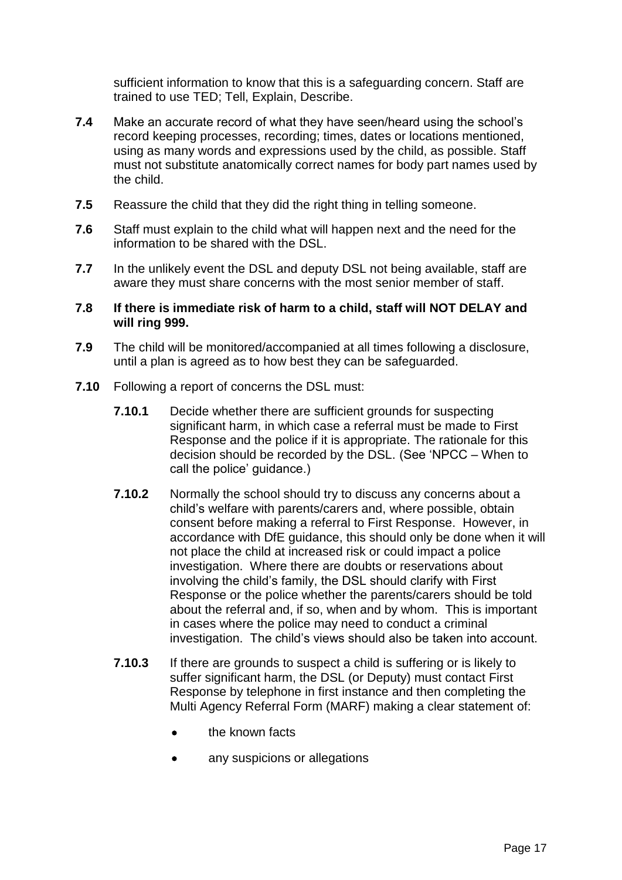sufficient information to know that this is a safeguarding concern. Staff are trained to use TED; Tell, Explain, Describe.

**7.4** Make an accurate record of what they have seen/heard using the school's record keeping processes, recording; times, dates or locations mentioned, using as many words and expressions used by the child, as possible. Staff must not substitute anatomically correct names for body part names used by the child.

**7.5** Reassure the child that they did the right thing in telling someone.

**7.6** Staff must explain to the child what will happen next and the need for the information to be shared with the DSL.

**7.7** In the unlikely event the DSL and deputy DSL not being available, staff are aware they must share concerns with the most senior member of staff.

**7.8 If there is immediate risk of harm to a child, staff will NOT DELAY and will ring 999.**

**7.9** The child will be monitored/accompanied at all times following a disclosure, until a plan is agreed as to how best they can be safeguarded.

**7.10** Following a report of concerns the DSL must:

**7.10.1** Decide whether there are sufficient grounds for suspecting significant harm, in which case a referral must be made to First Response and the police if it is appropriate. The rationale for this decision should be recorded by the DSL. (See 'NPCC – When to call the police' guidance.)

**7.10.2** Normally the school should try to discuss any concerns about a child's welfare with parents/carers and, where possible, obtain consent before making a referral to First Response. However, in accordance with DfE guidance, this should only be done when it will not place the child at increased risk or could impact a police investigation. Where there are doubts or reservations about involving the child's family, the DSL should clarify with First Response or the police whether the parents/carers should be told about the referral and, if so, when and by whom. This is important in cases where the police may need to conduct a criminal investigation. The child's views should also be taken into account.

**7.10.3** If there are grounds to suspect a child is suffering or is likely to suffer significant harm, the DSL (or Deputy) must contact First Response by telephone in first instance and then completing the Multi Agency Referral Form (MARF) making a clear statement of:

- the known facts
- any suspicions or allegations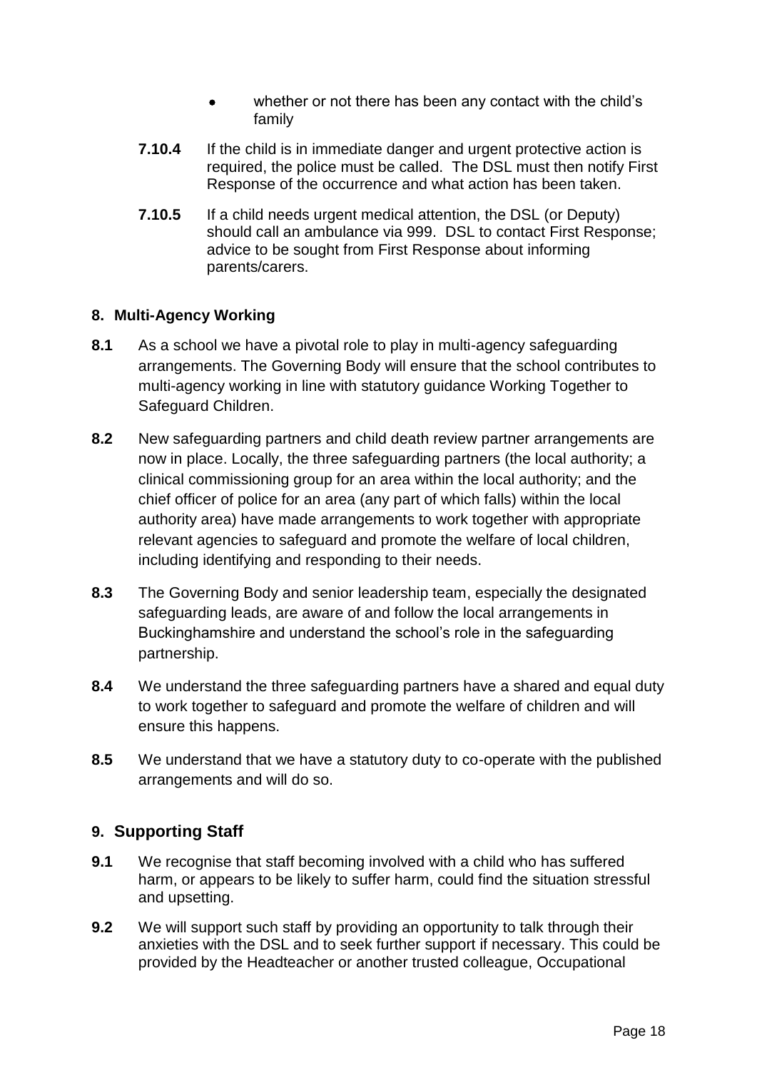- whether or not there has been any contact with the child's family

**7.10.4** If the child is in immediate danger and urgent protective action is required, the police must be called. The DSL must then notify First Response of the occurrence and what action has been taken.

**7.10.5** If a child needs urgent medical attention, the DSL (or Deputy) should call an ambulance via 999. DSL to contact First Response; advice to be sought from First Response about informing parents/carers.

## 8. Multi-Agency Working

**8.1** As a school we have a pivotal role to play in multi-agency safeguarding arrangements. The Governing Body will ensure that the school contributes to multi-agency working in line with statutory guidance Working Together to Safeguard Children.

**8.2** New safeguarding partners and child death review partner arrangements are now in place. Locally, the three safeguarding partners (the local authority; a clinical commissioning group for an area within the local authority; and the chief officer of police for an area (any part of which falls) within the local authority area) have made arrangements to work together with appropriate relevant agencies to safeguard and promote the welfare of local children, including identifying and responding to their needs.

**8.3** The Governing Body and senior leadership team, especially the designated safeguarding leads, are aware of and follow the local arrangements in Buckinghamshire and understand the school's role in the safeguarding partnership.

**8.4** We understand the three safeguarding partners have a shared and equal duty to work together to safeguard and promote the welfare of children and will ensure this happens.

**8.5** We understand that we have a statutory duty to co-operate with the published arrangements and will do so.

## 9. Supporting Staff

**9.1** We recognise that staff becoming involved with a child who has suffered harm, or appears to be likely to suffer harm, could find the situation stressful and upsetting.

**9.2** We will support such staff by providing an opportunity to talk through their anxieties with the DSL and to seek further support if necessary. This could be provided by the Headteacher or another trusted colleague, Occupational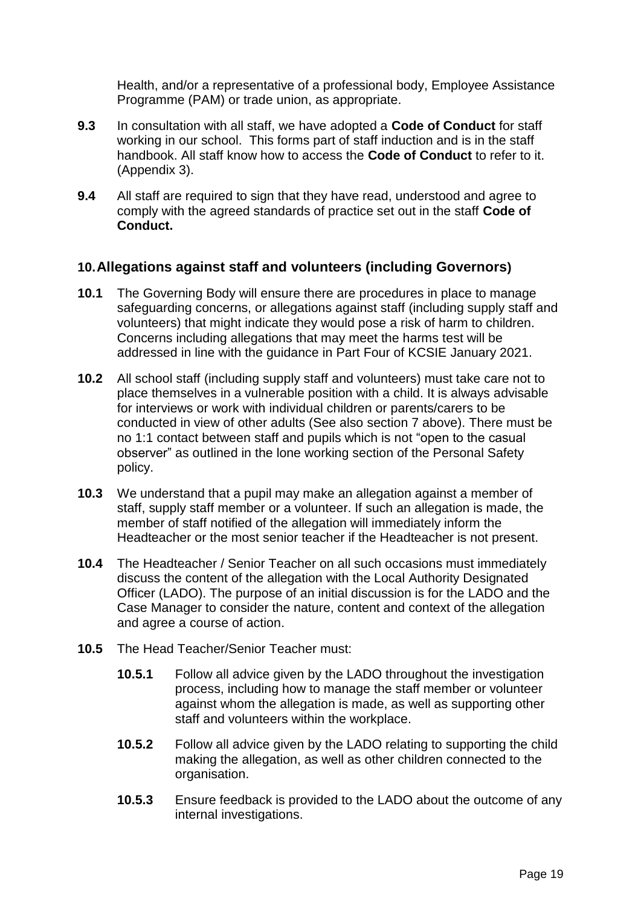Health, and/or a representative of a professional body, Employee Assistance Programme (PAM) or trade union, as appropriate.

**9.3** In consultation with all staff, we have adopted a **Code of Conduct** for staff working in our school. This forms part of staff induction and is in the staff handbook. All staff know how to access the **Code of Conduct** to refer to it. (Appendix 3).

**9.4** All staff are required to sign that they have read, understood and agree to comply with the agreed standards of practice set out in the staff **Code of Conduct.**

## 10. Allegations against staff and volunteers (including Governors)

**10.1** The Governing Body will ensure there are procedures in place to manage safeguarding concerns, or allegations against staff (including supply staff and volunteers) that might indicate they would pose a risk of harm to children. Concerns including allegations that may meet the harms test will be addressed in line with the guidance in Part Four of KCSIE January 2021.

**10.2** All school staff (including supply staff and volunteers) must take care not to place themselves in a vulnerable position with a child. It is always advisable for interviews or work with individual children or parents/carers to be conducted in view of other adults (See also section 7 above). There must be no 1:1 contact between staff and pupils which is not "open to the casual observer" as outlined in the lone working section of the Personal Safety policy.

**10.3** We understand that a pupil may make an allegation against a member of staff, supply staff member or a volunteer. If such an allegation is made, the member of staff notified of the allegation will immediately inform the Headteacher or the most senior teacher if the Headteacher is not present.

**10.4** The Headteacher / Senior Teacher on all such occasions must immediately discuss the content of the allegation with the Local Authority Designated Officer (LADO). The purpose of an initial discussion is for the LADO and the Case Manager to consider the nature, content and context of the allegation and agree a course of action.

**10.5** The Head Teacher/Senior Teacher must:

**10.5.1** Follow all advice given by the LADO throughout the investigation process, including how to manage the staff member or volunteer against whom the allegation is made, as well as supporting other staff and volunteers within the workplace.

**10.5.2** Follow all advice given by the LADO relating to supporting the child making the allegation, as well as other children connected to the organisation.

**10.5.3** Ensure feedback is provided to the LADO about the outcome of any internal investigations.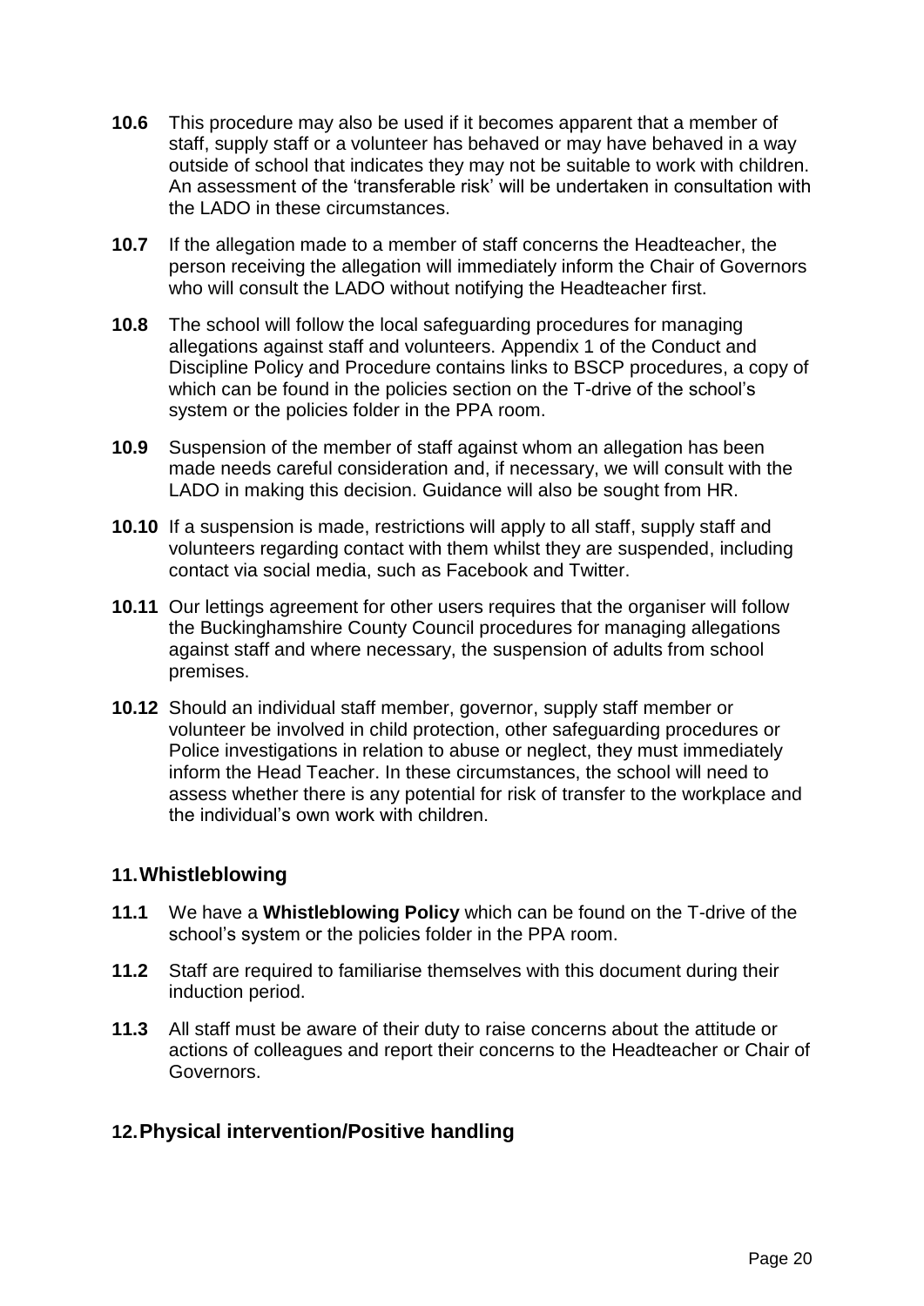**10.6** This procedure may also be used if it becomes apparent that a member of staff, supply staff or a volunteer has behaved or may have behaved in a way outside of school that indicates they may not be suitable to work with children. An assessment of the 'transferable risk' will be undertaken in consultation with the LADO in these circumstances.

**10.7** If the allegation made to a member of staff concerns the Headteacher, the person receiving the allegation will immediately inform the Chair of Governors who will consult the LADO without notifying the Headteacher first.

**10.8** The school will follow the local safeguarding procedures for managing allegations against staff and volunteers. Appendix 1 of the Conduct and Discipline Policy and Procedure contains links to BSCP procedures, a copy of which can be found in the policies section on the T-drive of the school's system or the policies folder in the PPA room.

**10.9** Suspension of the member of staff against whom an allegation has been made needs careful consideration and, if necessary, we will consult with the LADO in making this decision. Guidance will also be sought from HR.

**10.10** If a suspension is made, restrictions will apply to all staff, supply staff and volunteers regarding contact with them whilst they are suspended, including contact via social media, such as Facebook and Twitter.

**10.11** Our lettings agreement for other users requires that the organiser will follow the Buckinghamshire County Council procedures for managing allegations against staff and where necessary, the suspension of adults from school premises.

**10.12** Should an individual staff member, governor, supply staff member or volunteer be involved in child protection, other safeguarding procedures or Police investigations in relation to abuse or neglect, they must immediately inform the Head Teacher. In these circumstances, the school will need to assess whether there is any potential for risk of transfer to the workplace and the individual's own work with children.

## 11. Whistleblowing

**11.1** We have a **Whistleblowing Policy** which can be found on the T-drive of the school's system or the policies folder in the PPA room.

**11.2** Staff are required to familiarise themselves with this document during their induction period.

**11.3** All staff must be aware of their duty to raise concerns about the attitude or actions of colleagues and report their concerns to the Headteacher or Chair of Governors.

## 12. Physical intervention/Positive handling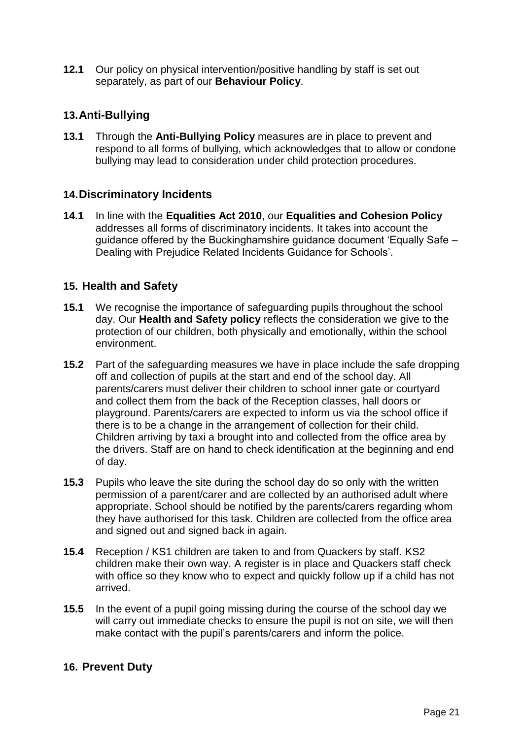**12.1** Our policy on physical intervention/positive handling by staff is set out separately, as part of our **Behaviour Policy**.

## 13. Anti-Bullying

**13.1** Through the **Anti-Bullying Policy** measures are in place to prevent and respond to all forms of bullying, which acknowledges that to allow or condone bullying may lead to consideration under child protection procedures.

## 14. Discriminatory Incidents

**14.1** In line with the **Equalities Act 2010**, our **Equalities and Cohesion Policy** addresses all forms of discriminatory incidents. It takes into account the guidance offered by the Buckinghamshire guidance document 'Equally Safe – Dealing with Prejudice Related Incidents Guidance for Schools'.

## 15. Health and Safety

**15.1** We recognise the importance of safeguarding pupils throughout the school day. Our **Health and Safety policy** reflects the consideration we give to the protection of our children, both physically and emotionally, within the school environment.

**15.2** Part of the safeguarding measures we have in place include the safe dropping off and collection of pupils at the start and end of the school day. All parents/carers must deliver their children to school inner gate or courtyard and collect them from the back of the Reception classes, hall doors or playground. Parents/carers are expected to inform us via the school office if there is to be a change in the arrangement of collection for their child. Children arriving by taxi a brought into and collected from the office area by the drivers. Staff are on hand to check identification at the beginning and end of day.

**15.3** Pupils who leave the site during the school day do so only with the written permission of a parent/carer and are collected by an authorised adult where appropriate. School should be notified by the parents/carers regarding whom they have authorised for this task. Children are collected from the office area and signed out and signed back in again.

**15.4** Reception / KS1 children are taken to and from Quackers by staff. KS2 children make their own way. A register is in place and Quackers staff check with office so they know who to expect and quickly follow up if a child has not arrived.

**15.5** In the event of a pupil going missing during the course of the school day we will carry out immediate checks to ensure the pupil is not on site, we will then make contact with the pupil's parents/carers and inform the police.

## 16. Prevent Duty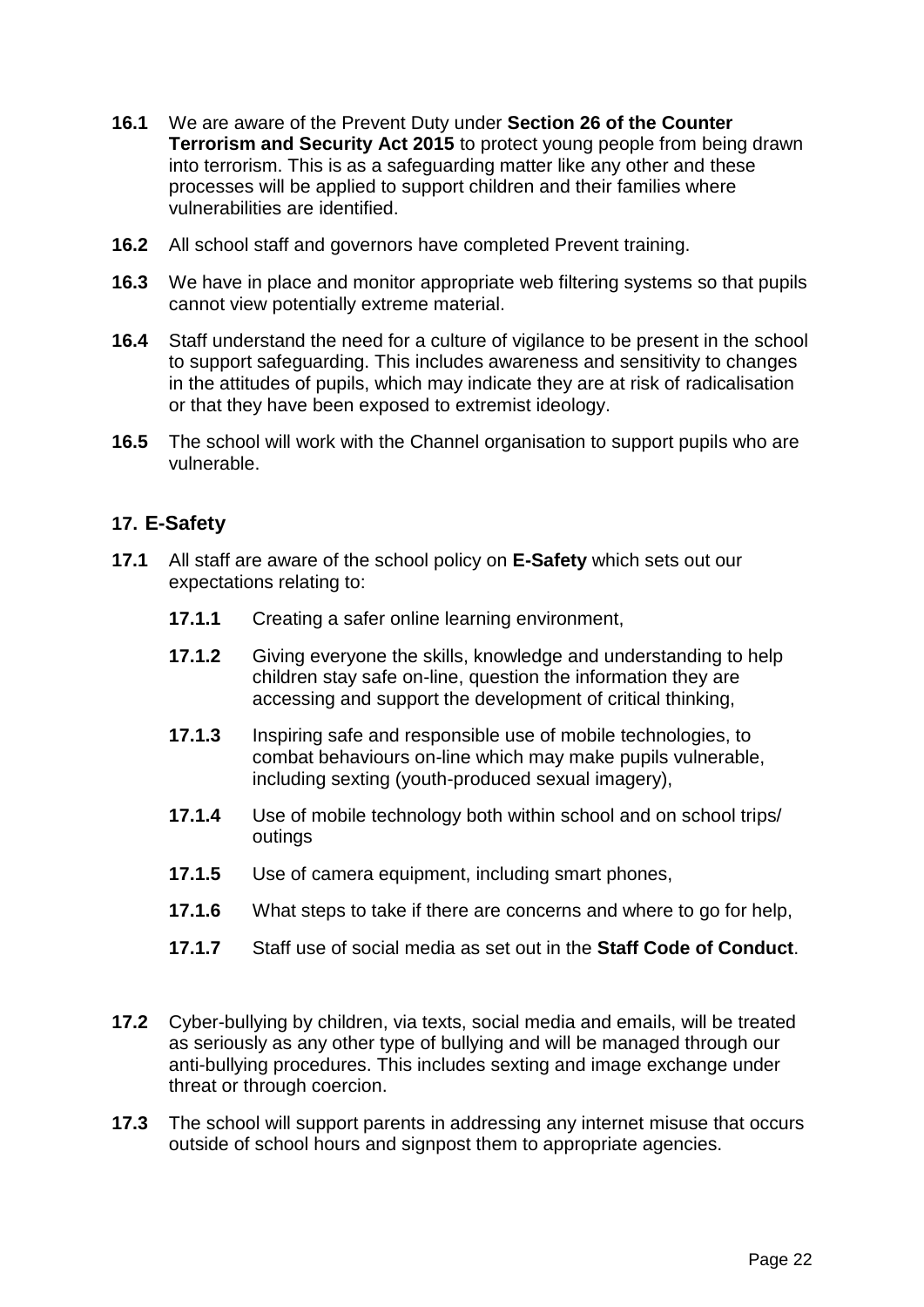**16.1** We are aware of the Prevent Duty under **Section 26 of the Counter Terrorism and Security Act 2015** to protect young people from being drawn into terrorism. This is as a safeguarding matter like any other and these processes will be applied to support children and their families where vulnerabilities are identified.

**16.2** All school staff and governors have completed Prevent training.

**16.3** We have in place and monitor appropriate web filtering systems so that pupils cannot view potentially extreme material.

**16.4** Staff understand the need for a culture of vigilance to be present in the school to support safeguarding. This includes awareness and sensitivity to changes in the attitudes of pupils, which may indicate they are at risk of radicalisation or that they have been exposed to extremist ideology.

**16.5** The school will work with the Channel organisation to support pupils who are vulnerable.

## 17. E-Safety

**17.1** All staff are aware of the school policy on **E-Safety** which sets out our expectations relating to:

- **17.1.1** Creating a safer online learning environment,
- **17.1.2** Giving everyone the skills, knowledge and understanding to help children stay safe on-line, question the information they are accessing and support the development of critical thinking,
- **17.1.3** Inspiring safe and responsible use of mobile technologies, to combat behaviours on-line which may make pupils vulnerable, including sexting (youth-produced sexual imagery),
- **17.1.4** Use of mobile technology both within school and on school trips/ outings
- **17.1.5** Use of camera equipment, including smart phones,
- **17.1.6** What steps to take if there are concerns and where to go for help,
- **17.1.7** Staff use of social media as set out in the **Staff Code of Conduct**.

**17.2** Cyber-bullying by children, via texts, social media and emails, will be treated as seriously as any other type of bullying and will be managed through our anti-bullying procedures. This includes sexting and image exchange under threat or through coercion.

**17.3** The school will support parents in addressing any internet misuse that occurs outside of school hours and signpost them to appropriate agencies.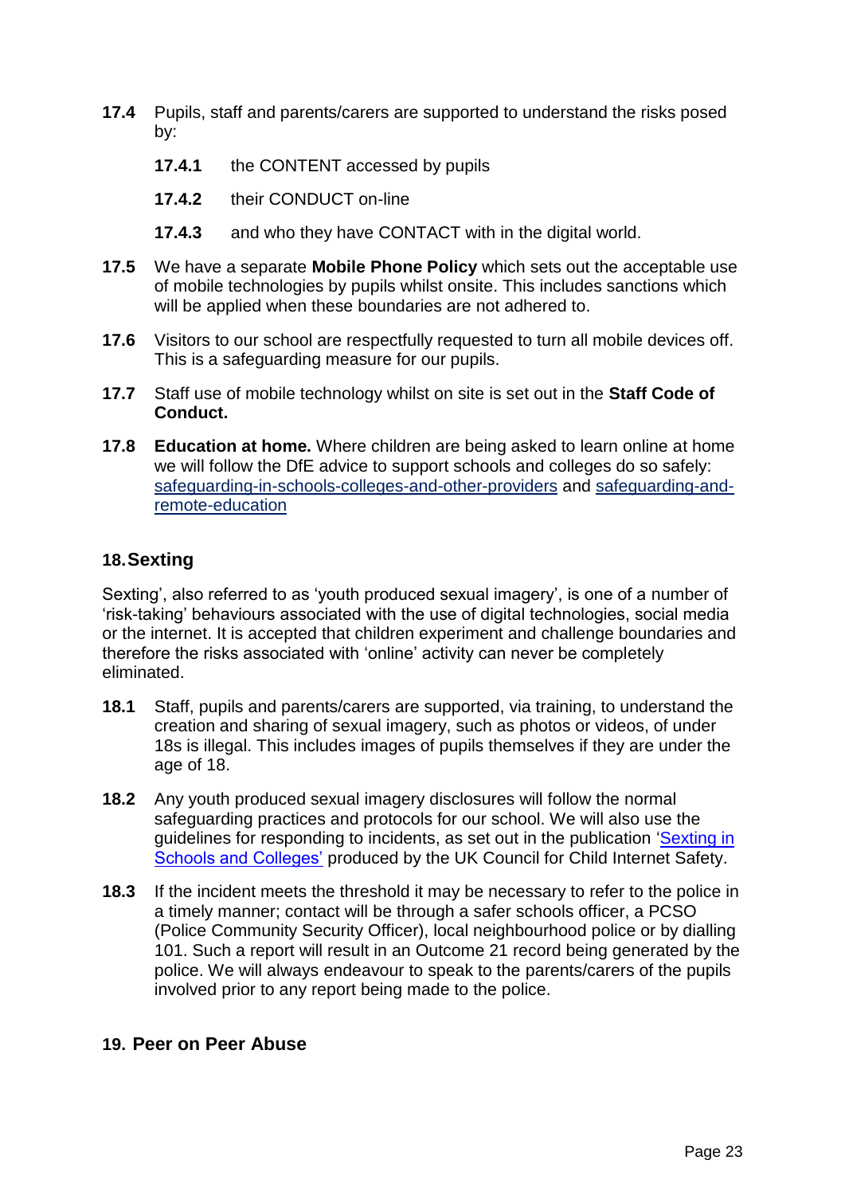**17.4** Pupils, staff and parents/carers are supported to understand the risks posed by:

**17.4.1** the CONTENT accessed by pupils

**17.4.2** their CONDUCT on-line

**17.4.3** and who they have CONTACT with in the digital world.

**17.5** We have a separate **Mobile Phone Policy** which sets out the acceptable use of mobile technologies by pupils whilst onsite. This includes sanctions which will be applied when these boundaries are not adhered to.

**17.6** Visitors to our school are respectfully requested to turn all mobile devices off. This is a safeguarding measure for our pupils.

**17.7** Staff use of mobile technology whilst on site is set out in the **Staff Code of Conduct.**

**17.8** **Education at home.** Where children are being asked to learn online at home we will follow the DfE advice to support schools and colleges do so safely: safeguarding-in-schools-colleges-and-other-providers and safeguarding-and-remote-education

## 18. Sexting

Sexting', also referred to as 'youth produced sexual imagery', is one of a number of 'risk-taking' behaviours associated with the use of digital technologies, social media or the internet. It is accepted that children experiment and challenge boundaries and therefore the risks associated with 'online' activity can never be completely eliminated.

**18.1** Staff, pupils and parents/carers are supported, via training, to understand the creation and sharing of sexual imagery, such as photos or videos, of under 18s is illegal. This includes images of pupils themselves if they are under the age of 18.

**18.2** Any youth produced sexual imagery disclosures will follow the normal safeguarding practices and protocols for our school. We will also use the guidelines for responding to incidents, as set out in the publication 'Sexting in Schools and Colleges' produced by the UK Council for Child Internet Safety.

**18.3** If the incident meets the threshold it may be necessary to refer to the police in a timely manner; contact will be through a safer schools officer, a PCSO (Police Community Security Officer), local neighbourhood police or by dialling 101. Such a report will result in an Outcome 21 record being generated by the police. We will always endeavour to speak to the parents/carers of the pupils involved prior to any report being made to the police.

## 19. Peer on Peer Abuse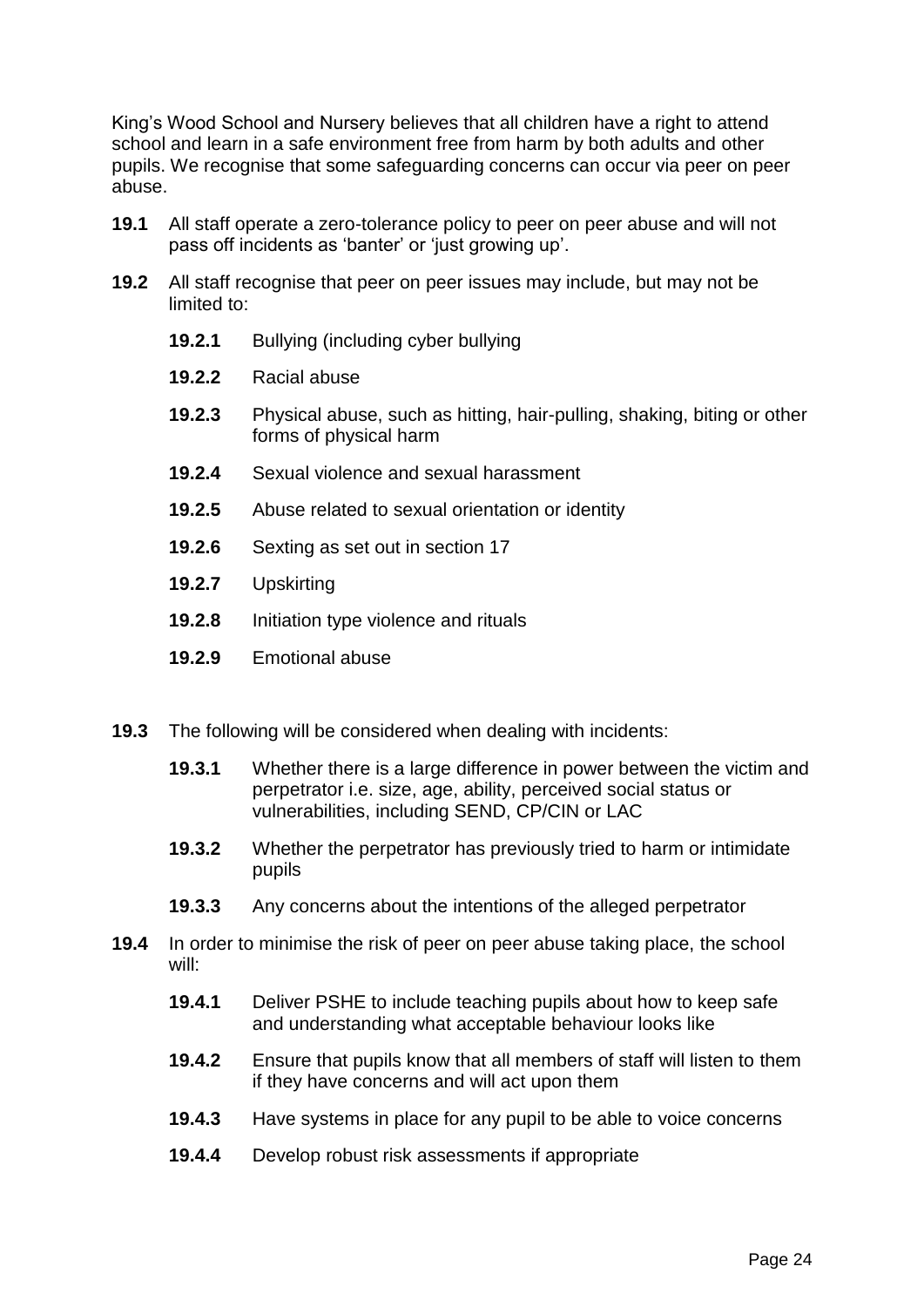King's Wood School and Nursery believes that all children have a right to attend school and learn in a safe environment free from harm by both adults and other pupils. We recognise that some safeguarding concerns can occur via peer on peer abuse.

**19.1** All staff operate a zero-tolerance policy to peer on peer abuse and will not pass off incidents as 'banter' or 'just growing up'.

**19.2** All staff recognise that peer on peer issues may include, but may not be limited to:

- **19.2.1** Bullying (including cyber bullying
- **19.2.2** Racial abuse
- **19.2.3** Physical abuse, such as hitting, hair-pulling, shaking, biting or other forms of physical harm
- **19.2.4** Sexual violence and sexual harassment
- **19.2.5** Abuse related to sexual orientation or identity
- **19.2.6** Sexting as set out in section 17
- **19.2.7** Upskirting
- **19.2.8** Initiation type violence and rituals
- **19.2.9** Emotional abuse

**19.3** The following will be considered when dealing with incidents:

- **19.3.1** Whether there is a large difference in power between the victim and perpetrator i.e. size, age, ability, perceived social status or vulnerabilities, including SEND, CP/CIN or LAC
- **19.3.2** Whether the perpetrator has previously tried to harm or intimidate pupils
- **19.3.3** Any concerns about the intentions of the alleged perpetrator

**19.4** In order to minimise the risk of peer on peer abuse taking place, the school will:

- **19.4.1** Deliver PSHE to include teaching pupils about how to keep safe and understanding what acceptable behaviour looks like
- **19.4.2** Ensure that pupils know that all members of staff will listen to them if they have concerns and will act upon them
- **19.4.3** Have systems in place for any pupil to be able to voice concerns
- **19.4.4** Develop robust risk assessments if appropriate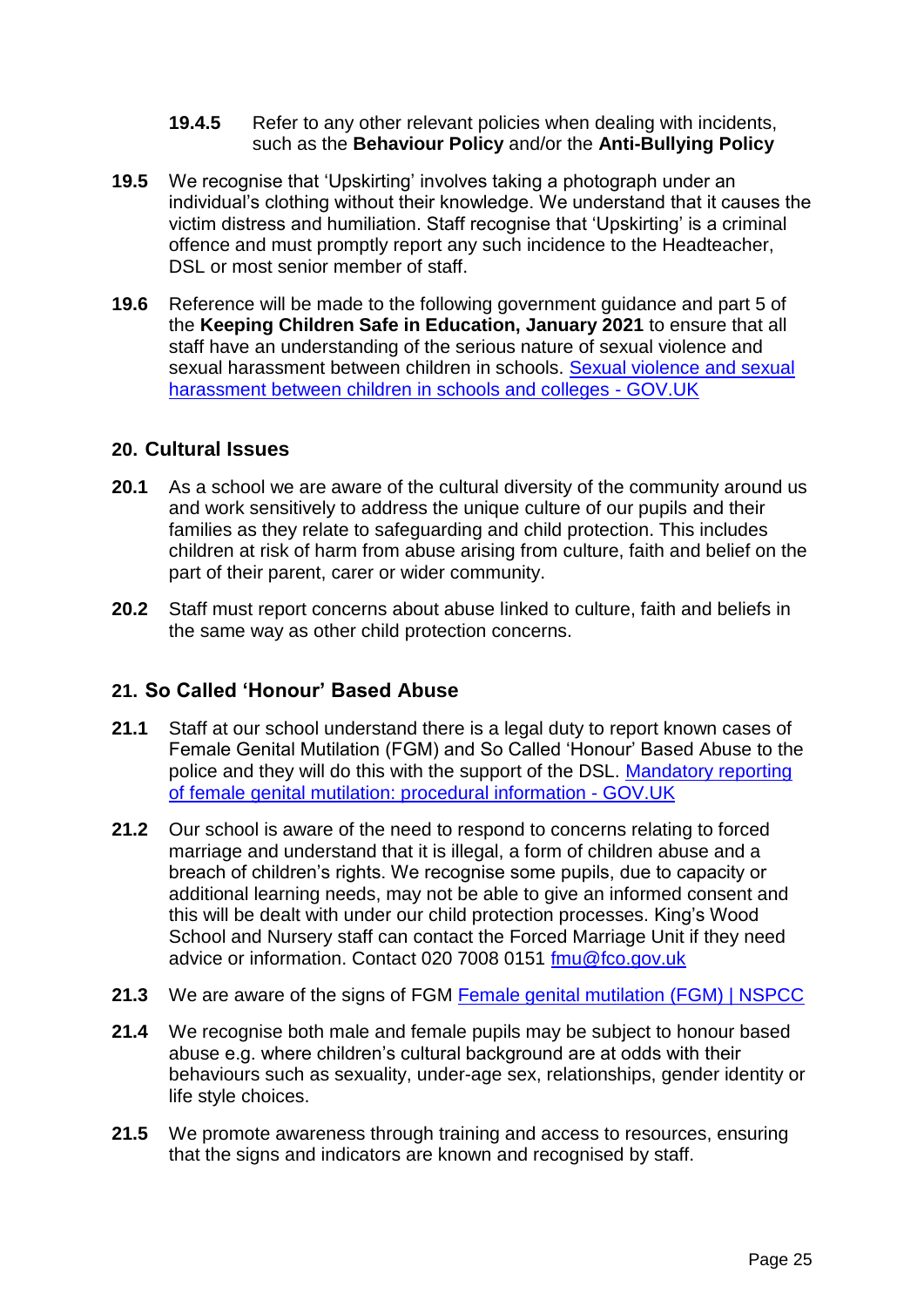**19.4.5** Refer to any other relevant policies when dealing with incidents, such as the **Behaviour Policy** and/or the **Anti-Bullying Policy**

**19.5** We recognise that 'Upskirting' involves taking a photograph under an individual's clothing without their knowledge. We understand that it causes the victim distress and humiliation. Staff recognise that 'Upskirting' is a criminal offence and must promptly report any such incidence to the Headteacher, DSL or most senior member of staff.

**19.6** Reference will be made to the following government guidance and part 5 of the **Keeping Children Safe in Education, January 2021** to ensure that all staff have an understanding of the serious nature of sexual violence and sexual harassment between children in schools. Sexual violence and sexual harassment between children in schools and colleges - GOV.UK

## 20. Cultural Issues

**20.1** As a school we are aware of the cultural diversity of the community around us and work sensitively to address the unique culture of our pupils and their families as they relate to safeguarding and child protection. This includes children at risk of harm from abuse arising from culture, faith and belief on the part of their parent, carer or wider community.

**20.2** Staff must report concerns about abuse linked to culture, faith and beliefs in the same way as other child protection concerns.

## 21. So Called 'Honour' Based Abuse

**21.1** Staff at our school understand there is a legal duty to report known cases of Female Genital Mutilation (FGM) and So Called 'Honour' Based Abuse to the police and they will do this with the support of the DSL. Mandatory reporting of female genital mutilation: procedural information - GOV.UK

**21.2** Our school is aware of the need to respond to concerns relating to forced marriage and understand that it is illegal, a form of children abuse and a breach of children's rights. We recognise some pupils, due to capacity or additional learning needs, may not be able to give an informed consent and this will be dealt with under our child protection processes. King's Wood School and Nursery staff can contact the Forced Marriage Unit if they need advice or information. Contact 020 7008 0151 fmu@fco.gov.uk

**21.3** We are aware of the signs of FGM Female genital mutilation (FGM) | NSPCC

**21.4** We recognise both male and female pupils may be subject to honour based abuse e.g. where children's cultural background are at odds with their behaviours such as sexuality, under-age sex, relationships, gender identity or life style choices.

**21.5** We promote awareness through training and access to resources, ensuring that the signs and indicators are known and recognised by staff.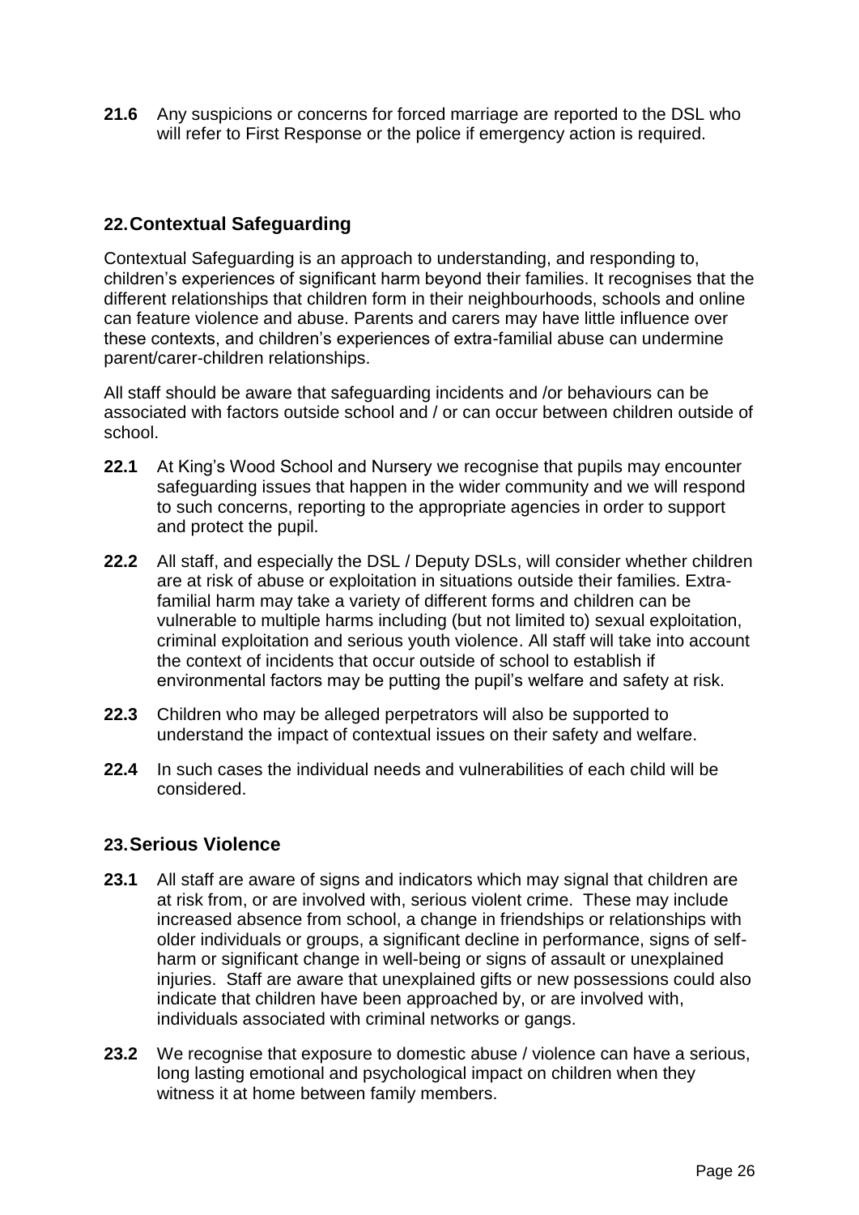**21.6** Any suspicions or concerns for forced marriage are reported to the DSL who will refer to First Response or the police if emergency action is required.

## 22. Contextual Safeguarding

Contextual Safeguarding is an approach to understanding, and responding to, children's experiences of significant harm beyond their families. It recognises that the different relationships that children form in their neighbourhoods, schools and online can feature violence and abuse. Parents and carers may have little influence over these contexts, and children's experiences of extra-familial abuse can undermine parent/carer-children relationships.

All staff should be aware that safeguarding incidents and /or behaviours can be associated with factors outside school and / or can occur between children outside of school.

**22.1** At King's Wood School and Nursery we recognise that pupils may encounter safeguarding issues that happen in the wider community and we will respond to such concerns, reporting to the appropriate agencies in order to support and protect the pupil.

**22.2** All staff, and especially the DSL / Deputy DSLs, will consider whether children are at risk of abuse or exploitation in situations outside their families. Extra-familial harm may take a variety of different forms and children can be vulnerable to multiple harms including (but not limited to) sexual exploitation, criminal exploitation and serious youth violence. All staff will take into account the context of incidents that occur outside of school to establish if environmental factors may be putting the pupil's welfare and safety at risk.

**22.3** Children who may be alleged perpetrators will also be supported to understand the impact of contextual issues on their safety and welfare.

**22.4** In such cases the individual needs and vulnerabilities of each child will be considered.

## 23. Serious Violence

**23.1** All staff are aware of signs and indicators which may signal that children are at risk from, or are involved with, serious violent crime. These may include increased absence from school, a change in friendships or relationships with older individuals or groups, a significant decline in performance, signs of self-harm or significant change in well-being or signs of assault or unexplained injuries. Staff are aware that unexplained gifts or new possessions could also indicate that children have been approached by, or are involved with, individuals associated with criminal networks or gangs.

**23.2** We recognise that exposure to domestic abuse / violence can have a serious, long lasting emotional and psychological impact on children when they witness it at home between family members.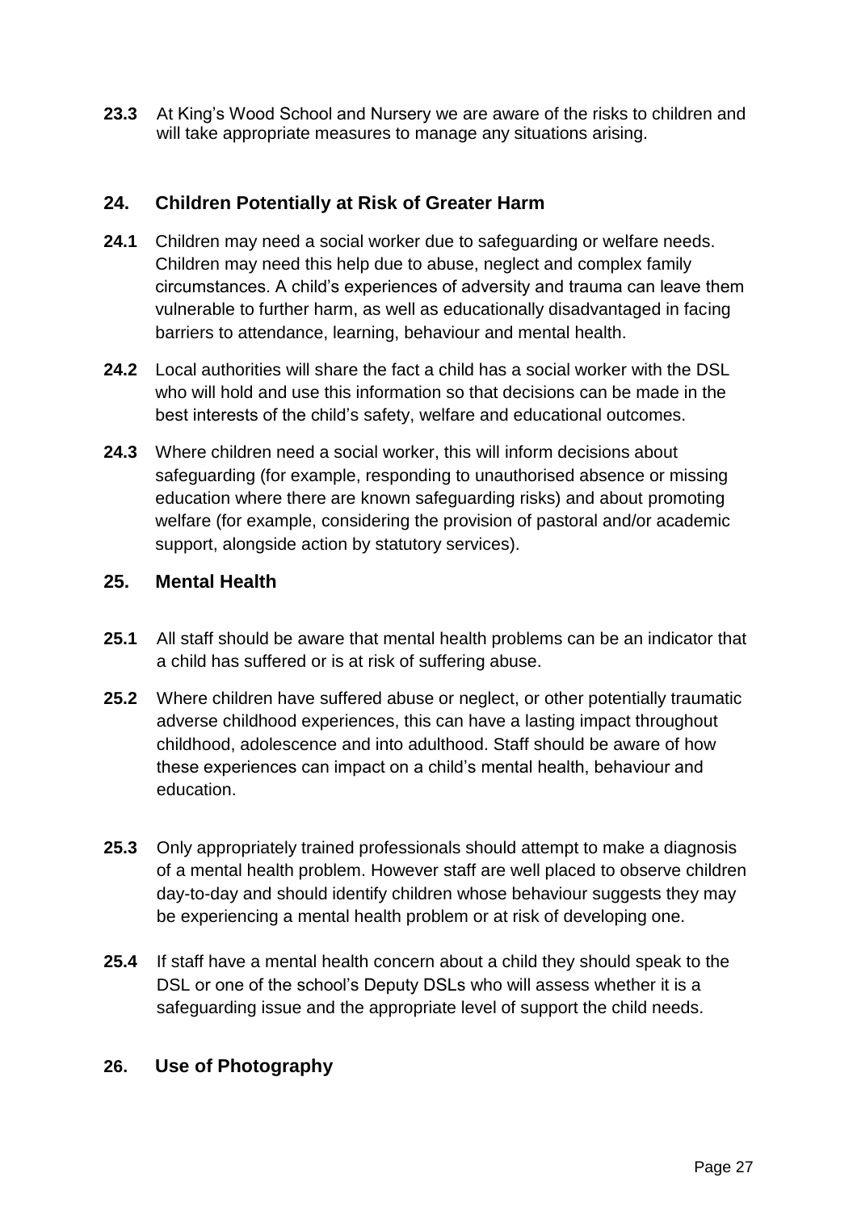**23.3** At King's Wood School and Nursery we are aware of the risks to children and will take appropriate measures to manage any situations arising.

## 24. Children Potentially at Risk of Greater Harm

**24.1** Children may need a social worker due to safeguarding or welfare needs. Children may need this help due to abuse, neglect and complex family circumstances. A child's experiences of adversity and trauma can leave them vulnerable to further harm, as well as educationally disadvantaged in facing barriers to attendance, learning, behaviour and mental health.

**24.2** Local authorities will share the fact a child has a social worker with the DSL who will hold and use this information so that decisions can be made in the best interests of the child's safety, welfare and educational outcomes.

**24.3** Where children need a social worker, this will inform decisions about safeguarding (for example, responding to unauthorised absence or missing education where there are known safeguarding risks) and about promoting welfare (for example, considering the provision of pastoral and/or academic support, alongside action by statutory services).

## 25. Mental Health

**25.1** All staff should be aware that mental health problems can be an indicator that a child has suffered or is at risk of suffering abuse.

**25.2** Where children have suffered abuse or neglect, or other potentially traumatic adverse childhood experiences, this can have a lasting impact throughout childhood, adolescence and into adulthood. Staff should be aware of how these experiences can impact on a child's mental health, behaviour and education.

**25.3** Only appropriately trained professionals should attempt to make a diagnosis of a mental health problem. However staff are well placed to observe children day-to-day and should identify children whose behaviour suggests they may be experiencing a mental health problem or at risk of developing one.

**25.4** If staff have a mental health concern about a child they should speak to the DSL or one of the school's Deputy DSLs who will assess whether it is a safeguarding issue and the appropriate level of support the child needs.

## 26. Use of Photography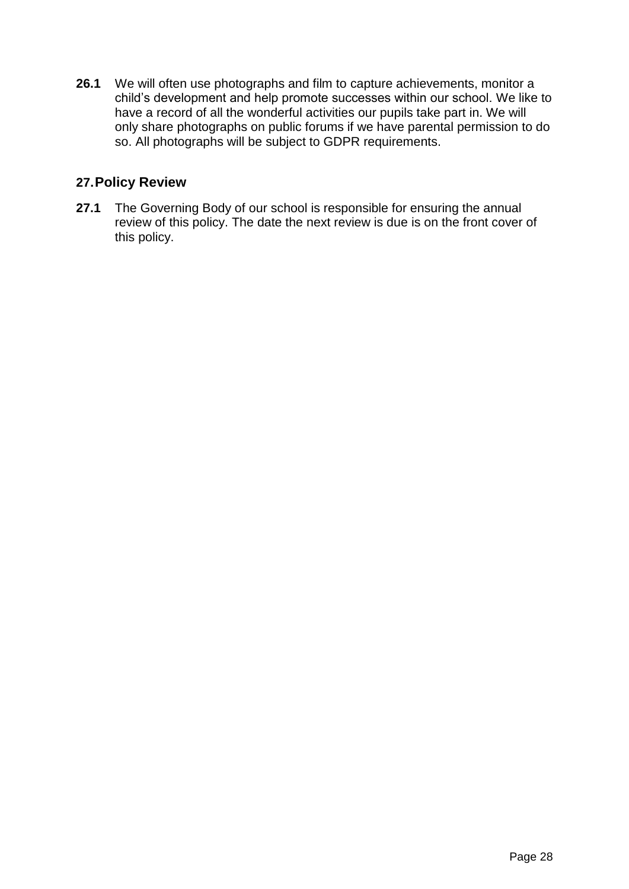**26.1** We will often use photographs and film to capture achievements, monitor a child's development and help promote successes within our school. We like to have a record of all the wonderful activities our pupils take part in. We will only share photographs on public forums if we have parental permission to do so. All photographs will be subject to GDPR requirements.

## 27. Policy Review

**27.1** The Governing Body of our school is responsible for ensuring the annual review of this policy. The date the next review is due is on the front cover of this policy.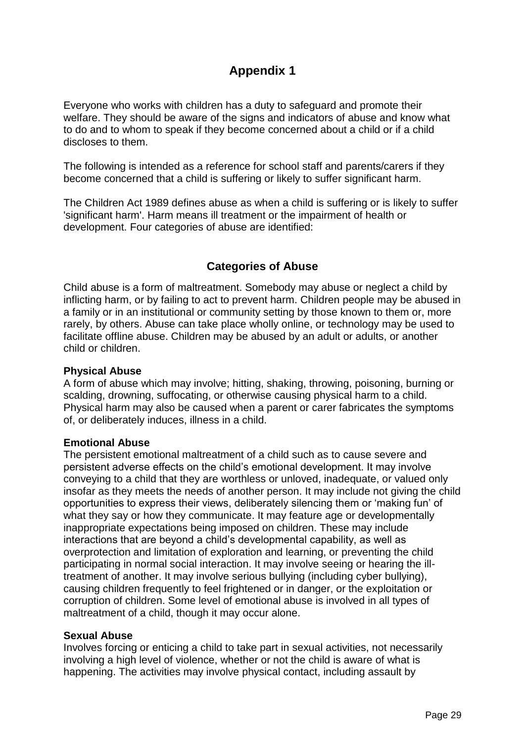# Appendix 1

Everyone who works with children has a duty to safeguard and promote their welfare. They should be aware of the signs and indicators of abuse and know what to do and to whom to speak if they become concerned about a child or if a child discloses to them.

The following is intended as a reference for school staff and parents/carers if they become concerned that a child is suffering or likely to suffer significant harm.

The Children Act 1989 defines abuse as when a child is suffering or is likely to suffer 'significant harm'. Harm means ill treatment or the impairment of health or development. Four categories of abuse are identified:

## Categories of Abuse

Child abuse is a form of maltreatment. Somebody may abuse or neglect a child by inflicting harm, or by failing to act to prevent harm. Children people may be abused in a family or in an institutional or community setting by those known to them or, more rarely, by others. Abuse can take place wholly online, or technology may be used to facilitate offline abuse. Children may be abused by an adult or adults, or another child or children.

**Physical Abuse**
A form of abuse which may involve; hitting, shaking, throwing, poisoning, burning or scalding, drowning, suffocating, or otherwise causing physical harm to a child. Physical harm may also be caused when a parent or carer fabricates the symptoms of, or deliberately induces, illness in a child.

**Emotional Abuse**
The persistent emotional maltreatment of a child such as to cause severe and persistent adverse effects on the child's emotional development. It may involve conveying to a child that they are worthless or unloved, inadequate, or valued only insofar as they meets the needs of another person. It may include not giving the child opportunities to express their views, deliberately silencing them or 'making fun' of what they say or how they communicate. It may feature age or developmentally inappropriate expectations being imposed on children. These may include interactions that are beyond a child's developmental capability, as well as overprotection and limitation of exploration and learning, or preventing the child participating in normal social interaction. It may involve seeing or hearing the ill-treatment of another. It may involve serious bullying (including cyber bullying), causing children frequently to feel frightened or in danger, or the exploitation or corruption of children. Some level of emotional abuse is involved in all types of maltreatment of a child, though it may occur alone.

**Sexual Abuse**
Involves forcing or enticing a child to take part in sexual activities, not necessarily involving a high level of violence, whether or not the child is aware of what is happening. The activities may involve physical contact, including assault by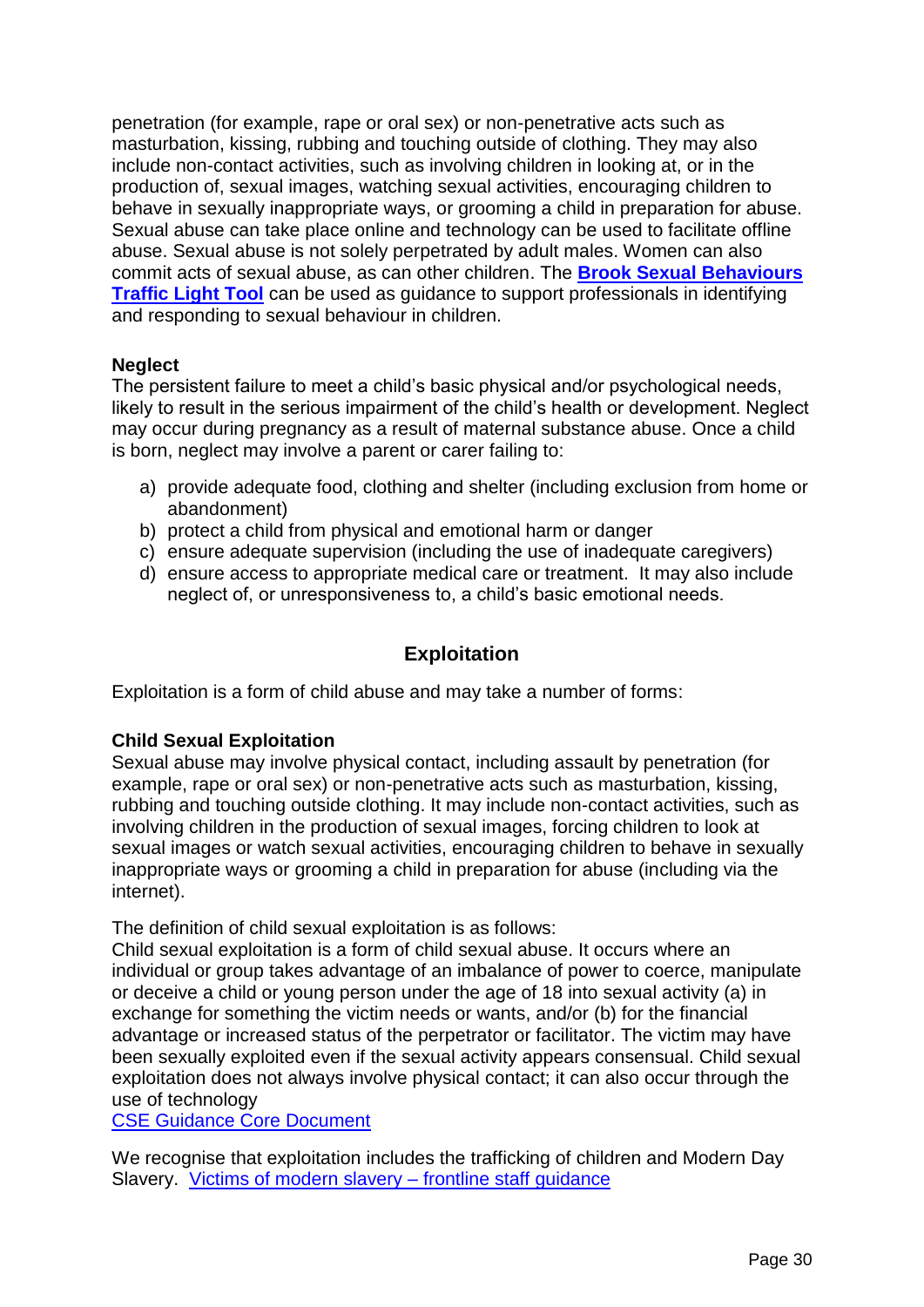penetration (for example, rape or oral sex) or non-penetrative acts such as masturbation, kissing, rubbing and touching outside of clothing. They may also include non-contact activities, such as involving children in looking at, or in the production of, sexual images, watching sexual activities, encouraging children to behave in sexually inappropriate ways, or grooming a child in preparation for abuse. Sexual abuse can take place online and technology can be used to facilitate offline abuse. Sexual abuse is not solely perpetrated by adult males. Women can also commit acts of sexual abuse, as can other children. The **Brook Sexual Behaviours Traffic Light Tool** can be used as guidance to support professionals in identifying and responding to sexual behaviour in children.

**Neglect**
The persistent failure to meet a child's basic physical and/or psychological needs, likely to result in the serious impairment of the child's health or development. Neglect may occur during pregnancy as a result of maternal substance abuse. Once a child is born, neglect may involve a parent or carer failing to:

a) provide adequate food, clothing and shelter (including exclusion from home or abandonment)
b) protect a child from physical and emotional harm or danger
c) ensure adequate supervision (including the use of inadequate caregivers)
d) ensure access to appropriate medical care or treatment. It may also include neglect of, or unresponsiveness to, a child's basic emotional needs.

## Exploitation

Exploitation is a form of child abuse and may take a number of forms:

**Child Sexual Exploitation**
Sexual abuse may involve physical contact, including assault by penetration (for example, rape or oral sex) or non-penetrative acts such as masturbation, kissing, rubbing and touching outside clothing. It may include non-contact activities, such as involving children in the production of sexual images, forcing children to look at sexual images or watch sexual activities, encouraging children to behave in sexually inappropriate ways or grooming a child in preparation for abuse (including via the internet).

The definition of child sexual exploitation is as follows:
Child sexual exploitation is a form of child sexual abuse. It occurs where an individual or group takes advantage of an imbalance of power to coerce, manipulate or deceive a child or young person under the age of 18 into sexual activity (a) in exchange for something the victim needs or wants, and/or (b) for the financial advantage or increased status of the perpetrator or facilitator. The victim may have been sexually exploited even if the sexual activity appears consensual. Child sexual exploitation does not always involve physical contact; it can also occur through the use of technology
CSE Guidance Core Document

We recognise that exploitation includes the trafficking of children and Modern Day Slavery. Victims of modern slavery – frontline staff guidance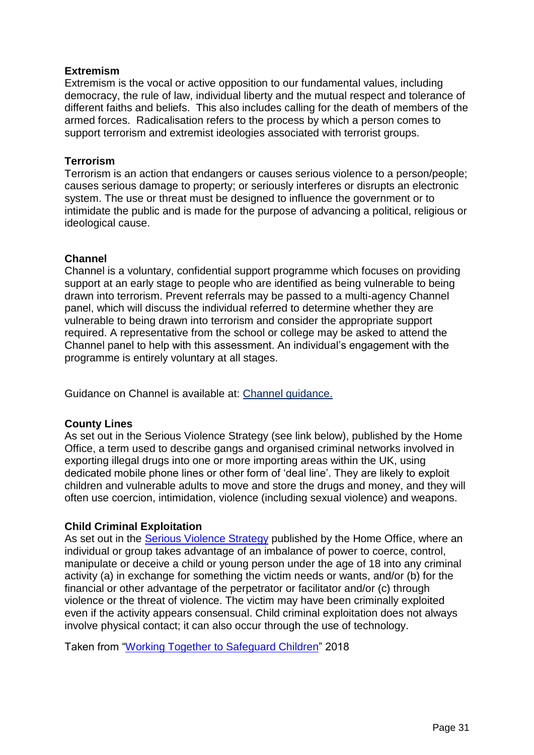**Extremism**

Extremism is the vocal or active opposition to our fundamental values, including democracy, the rule of law, individual liberty and the mutual respect and tolerance of different faiths and beliefs.  This also includes calling for the death of members of the armed forces.  Radicalisation refers to the process by which a person comes to support terrorism and extremist ideologies associated with terrorist groups.

**Terrorism**

Terrorism is an action that endangers or causes serious violence to a person/people; causes serious damage to property; or seriously interferes or disrupts an electronic system. The use or threat must be designed to influence the government or to intimidate the public and is made for the purpose of advancing a political, religious or ideological cause.

**Channel**

Channel is a voluntary, confidential support programme which focuses on providing support at an early stage to people who are identified as being vulnerable to being drawn into terrorism. Prevent referrals may be passed to a multi-agency Channel panel, which will discuss the individual referred to determine whether they are vulnerable to being drawn into terrorism and consider the appropriate support required. A representative from the school or college may be asked to attend the Channel panel to help with this assessment. An individual's engagement with the programme is entirely voluntary at all stages.

Guidance on Channel is available at: Channel guidance.

**County Lines**

As set out in the Serious Violence Strategy (see link below), published by the Home Office, a term used to describe gangs and organised criminal networks involved in exporting illegal drugs into one or more importing areas within the UK, using dedicated mobile phone lines or other form of 'deal line'. They are likely to exploit children and vulnerable adults to move and store the drugs and money, and they will often use coercion, intimidation, violence (including sexual violence) and weapons.

**Child Criminal Exploitation**

As set out in the Serious Violence Strategy published by the Home Office, where an individual or group takes advantage of an imbalance of power to coerce, control, manipulate or deceive a child or young person under the age of 18 into any criminal activity (a) in exchange for something the victim needs or wants, and/or (b) for the financial or other advantage of the perpetrator or facilitator and/or (c) through violence or the threat of violence. The victim may have been criminally exploited even if the activity appears consensual. Child criminal exploitation does not always involve physical contact; it can also occur through the use of technology.

Taken from "Working Together to Safeguard Children" 2018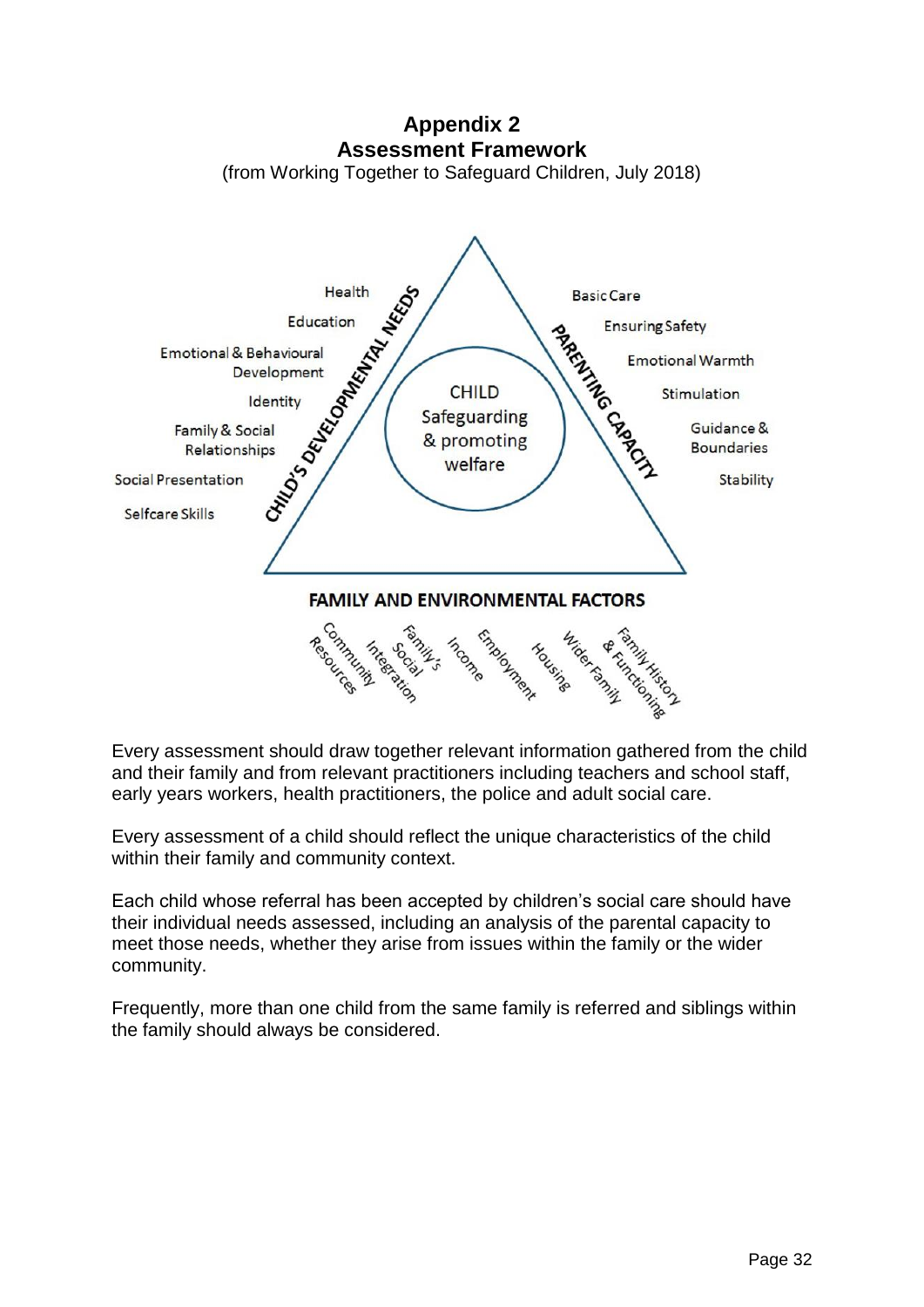# Appendix 2
## Assessment Framework

(from Working Together to Safeguard Children, July 2018)

**CHILD**
Safeguarding & promoting welfare

**CHILD'S DEVELOPMENTAL NEEDS**

- Health
- Education
- Emotional & Behavioural Development
- Identity
- Family & Social Relationships
- Social Presentation
- Selfcare Skills

**PARENTING CAPACITY**

- Basic Care
- Ensuring Safety
- Emotional Warmth
- Stimulation
- Guidance & Boundaries
- Stability

**FAMILY AND ENVIRONMENTAL FACTORS**

- Community Resources
- Family's Social Integration
- Income
- Employment
- Housing
- Wider Family
- Family History & Functioning

Every assessment should draw together relevant information gathered from the child and their family and from relevant practitioners including teachers and school staff, early years workers, health practitioners, the police and adult social care.

Every assessment of a child should reflect the unique characteristics of the child within their family and community context.

Each child whose referral has been accepted by children's social care should have their individual needs assessed, including an analysis of the parental capacity to meet those needs, whether they arise from issues within the family or the wider community.

Frequently, more than one child from the same family is referred and siblings within the family should always be considered.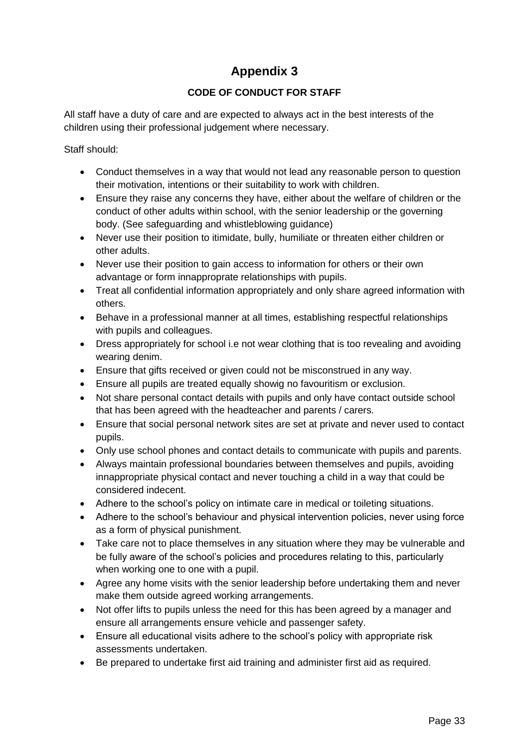# Appendix 3

**CODE OF CONDUCT FOR STAFF**

All staff have a duty of care and are expected to always act in the best interests of the children using their professional judgement where necessary.

Staff should:

- Conduct themselves in a way that would not lead any reasonable person to question their motivation, intentions or their suitability to work with children.
- Ensure they raise any concerns they have, either about the welfare of children or the conduct of other adults within school, with the senior leadership or the governing body. (See safeguarding and whistleblowing guidance)
- Never use their position to itimidate, bully, humiliate or threaten either children or other adults.
- Never use their position to gain access to information for others or their own advantage or form innapproprate relationships with pupils.
- Treat all confidential information appropriately and only share agreed information with others.
- Behave in a professional manner at all times, establishing respectful relationships with pupils and colleagues.
- Dress appropriately for school i.e not wear clothing that is too revealing and avoiding wearing denim.
- Ensure that gifts received or given could not be misconstrued in any way.
- Ensure all pupils are treated equally showig no favouritism or exclusion.
- Not share personal contact details with pupils and only have contact outside school that has been agreed with the headteacher and parents / carers.
- Ensure that social personal network sites are set at private and never used to contact pupils.
- Only use school phones and contact details to communicate with pupils and parents.
- Always maintain professional boundaries between themselves and pupils, avoiding innappropriate physical contact and never touching a child in a way that could be considered indecent.
- Adhere to the school's policy on intimate care in medical or toileting situations.
- Adhere to the school's behaviour and physical intervention policies, never using force as a form of physical punishment.
- Take care not to place themselves in any situation where they may be vulnerable and be fully aware of the school's policies and procedures relating to this, particularly when working one to one with a pupil.
- Agree any home visits with the senior leadership before undertaking them and never make them outside agreed working arrangements.
- Not offer lifts to pupils unless the need for this has been agreed by a manager and ensure all arrangements ensure vehicle and passenger safety.
- Ensure all educational visits adhere to the school's policy with appropriate risk assessments undertaken.
- Be prepared to undertake first aid training and administer first aid as required.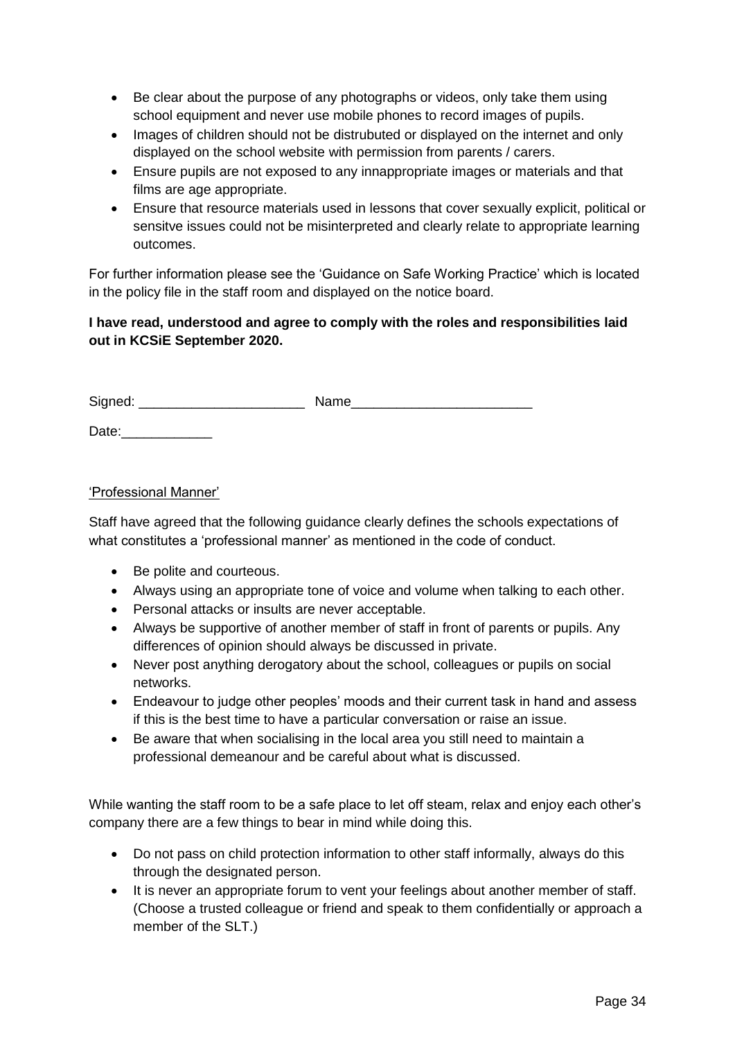- Be clear about the purpose of any photographs or videos, only take them using school equipment and never use mobile phones to record images of pupils.
- Images of children should not be distrubuted or displayed on the internet and only displayed on the school website with permission from parents / carers.
- Ensure pupils are not exposed to any innappropriate images or materials and that films are age appropriate.
- Ensure that resource materials used in lessons that cover sexually explicit, political or sensitve issues could not be misinterpreted and clearly relate to appropriate learning outcomes.

For further information please see the 'Guidance on Safe Working Practice' which is located in the policy file in the staff room and displayed on the notice board.

**I have read, understood and agree to comply with the roles and responsibilities laid out in KCSiE September 2020.**

Signed: ______________________ Name________________________

Date:____________

<u>'Professional Manner'</u>

Staff have agreed that the following guidance clearly defines the schools expectations of what constitutes a 'professional manner' as mentioned in the code of conduct.

- Be polite and courteous.
- Always using an appropriate tone of voice and volume when talking to each other.
- Personal attacks or insults are never acceptable.
- Always be supportive of another member of staff in front of parents or pupils. Any differences of opinion should always be discussed in private.
- Never post anything derogatory about the school, colleagues or pupils on social networks.
- Endeavour to judge other peoples' moods and their current task in hand and assess if this is the best time to have a particular conversation or raise an issue.
- Be aware that when socialising in the local area you still need to maintain a professional demeanour and be careful about what is discussed.

While wanting the staff room to be a safe place to let off steam, relax and enjoy each other's company there are a few things to bear in mind while doing this.

- Do not pass on child protection information to other staff informally, always do this through the designated person.
- It is never an appropriate forum to vent your feelings about another member of staff. (Choose a trusted colleague or friend and speak to them confidentially or approach a member of the SLT.)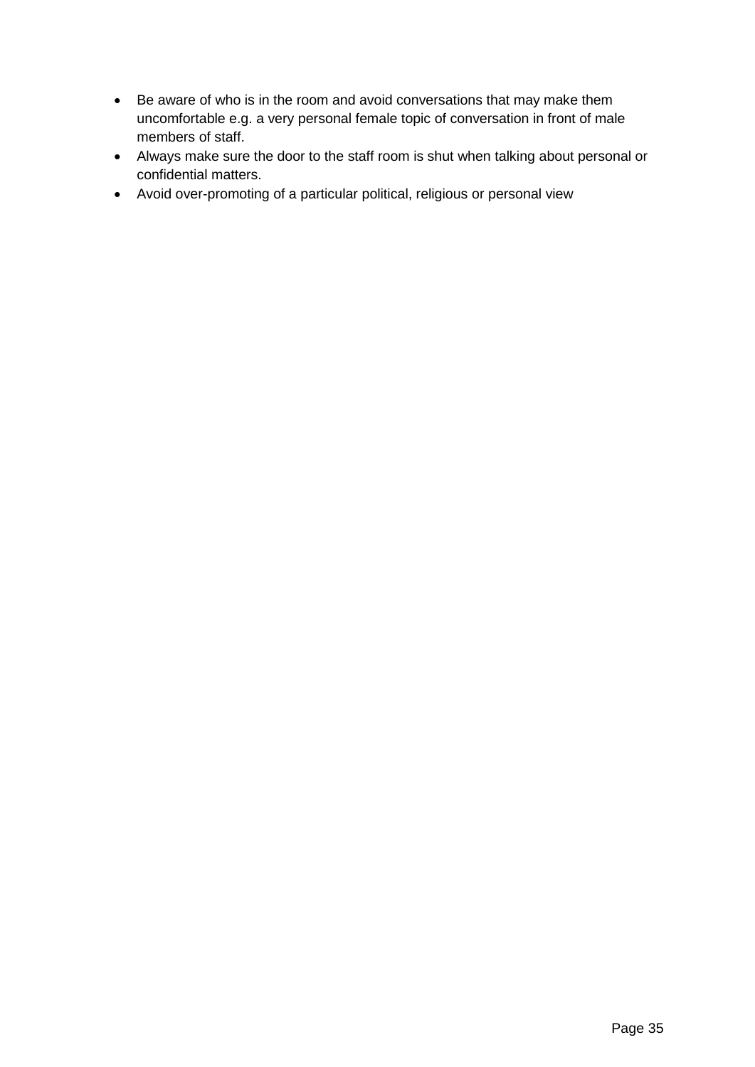- Be aware of who is in the room and avoid conversations that may make them uncomfortable e.g. a very personal female topic of conversation in front of male members of staff.
- Always make sure the door to the staff room is shut when talking about personal or confidential matters.
- Avoid over-promoting of a particular political, religious or personal view